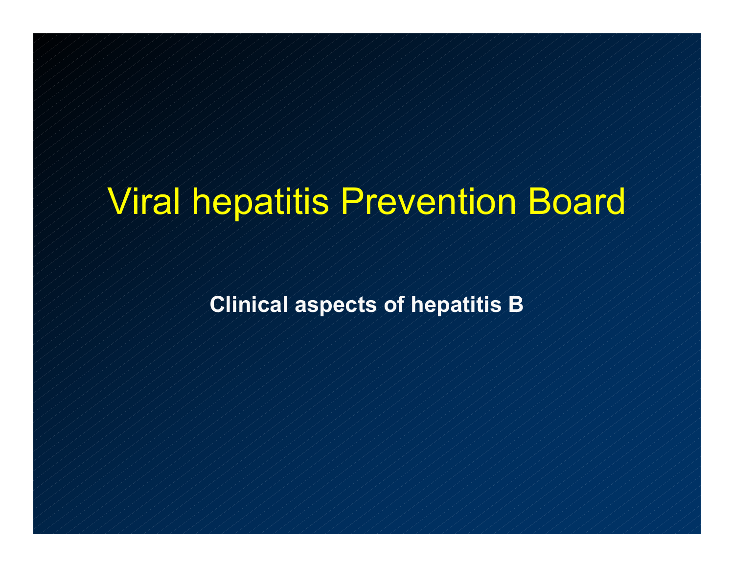# Viral hepatitis Prevention Board

**Clinical aspects of hepatitis B**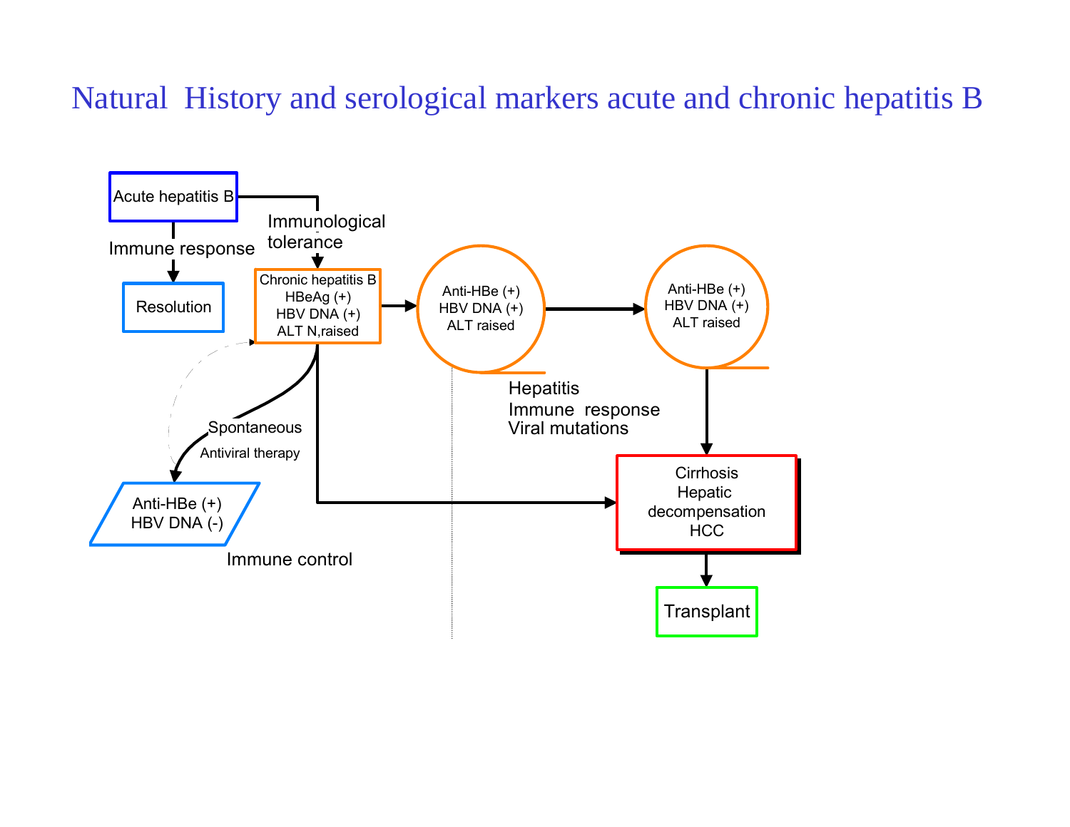# Natural History and serological markers acute and chronic hepatitis B

Acute hepatitis B

Immune response

Resolution

Immunological tolerance

Chronic hepatitis B
HBeAg (+)
HBV DNA (+)
ALT N,raised

Anti-HBe (+)
HBV DNA (+)
ALT raised

Anti-HBe (+)
HBV DNA (+)
ALT raised

Hepatitis
Immune response
Viral mutations

Spontaneous

Antiviral therapy

Anti-HBe (+)
HBV DNA (-)

Immune control

Cirrhosis
Hepatic decompensation
HCC

Transplant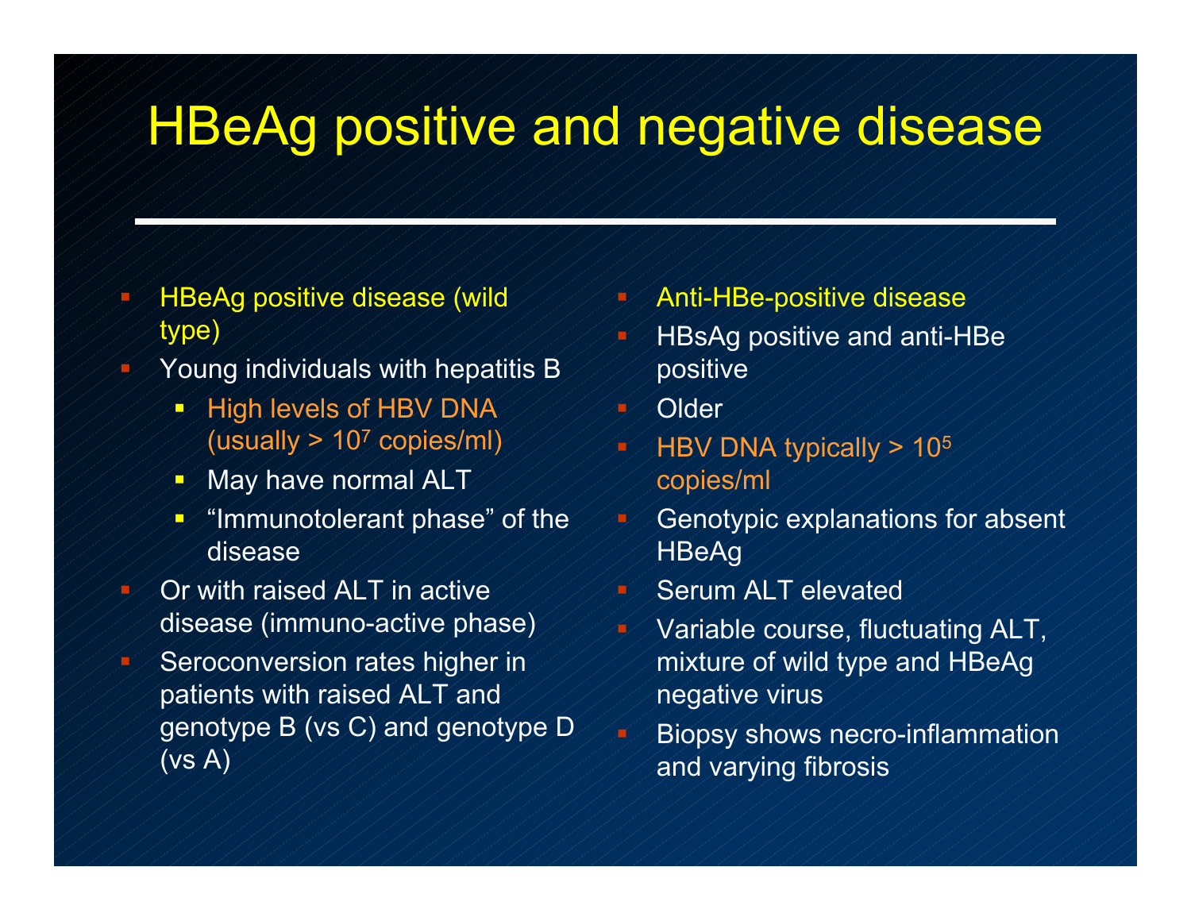# HBeAg positive and negative disease

- HBeAg positive disease (wild type)
- Young individuals with hepatitis B
  - High levels of HBV DNA (usually > $10^7$ copies/ml)
  - May have normal ALT
  - "Immunotolerant phase" of the disease
- Or with raised ALT in active disease (immuno-active phase)
- Seroconversion rates higher in patients with raised ALT and genotype B (vs C) and genotype D (vs A)

- Anti-HBe-positive disease
- HBsAg positive and anti-HBe positive
- Older
- HBV DNA typically > $10^5$ copies/ml
- Genotypic explanations for absent HBeAg
- Serum ALT elevated
- Variable course, fluctuating ALT, mixture of wild type and HBeAg negative virus
- Biopsy shows necro-inflammation and varying fibrosis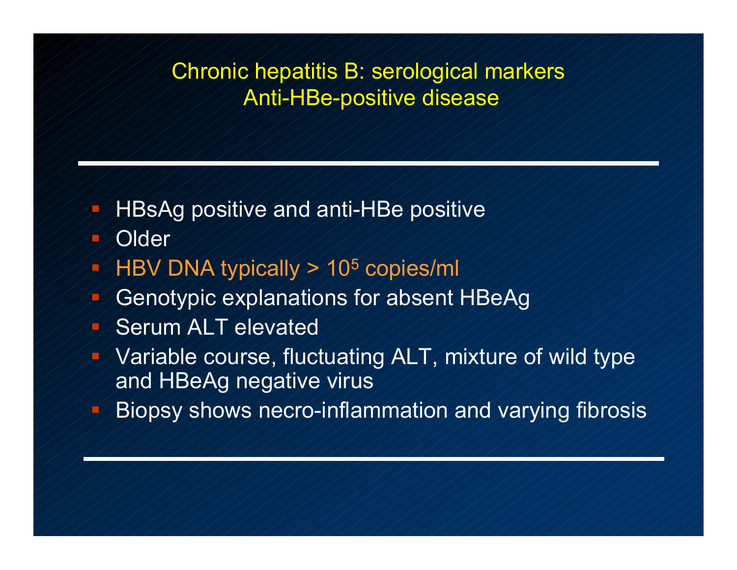# Chronic hepatitis B: serological markers
## Anti-HBe-positive disease

- HBsAg positive and anti-HBe positive
- Older
- HBV DNA typically > $10^5$ copies/ml
- Genotypic explanations for absent HBeAg
- Serum ALT elevated
- Variable course, fluctuating ALT, mixture of wild type and HBeAg negative virus
- Biopsy shows necro-inflammation and varying fibrosis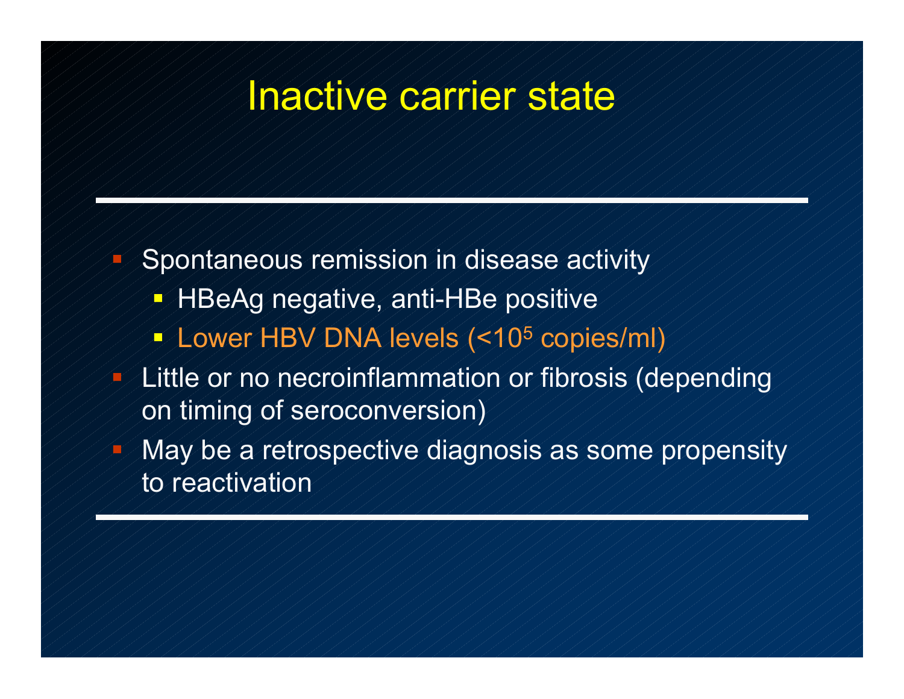# Inactive carrier state

- Spontaneous remission in disease activity
  - HBeAg negative, anti-HBe positive
  - Lower HBV DNA levels (<$10^5$ copies/ml)
- Little or no necroinflammation or fibrosis (depending on timing of seroconversion)
- May be a retrospective diagnosis as some propensity to reactivation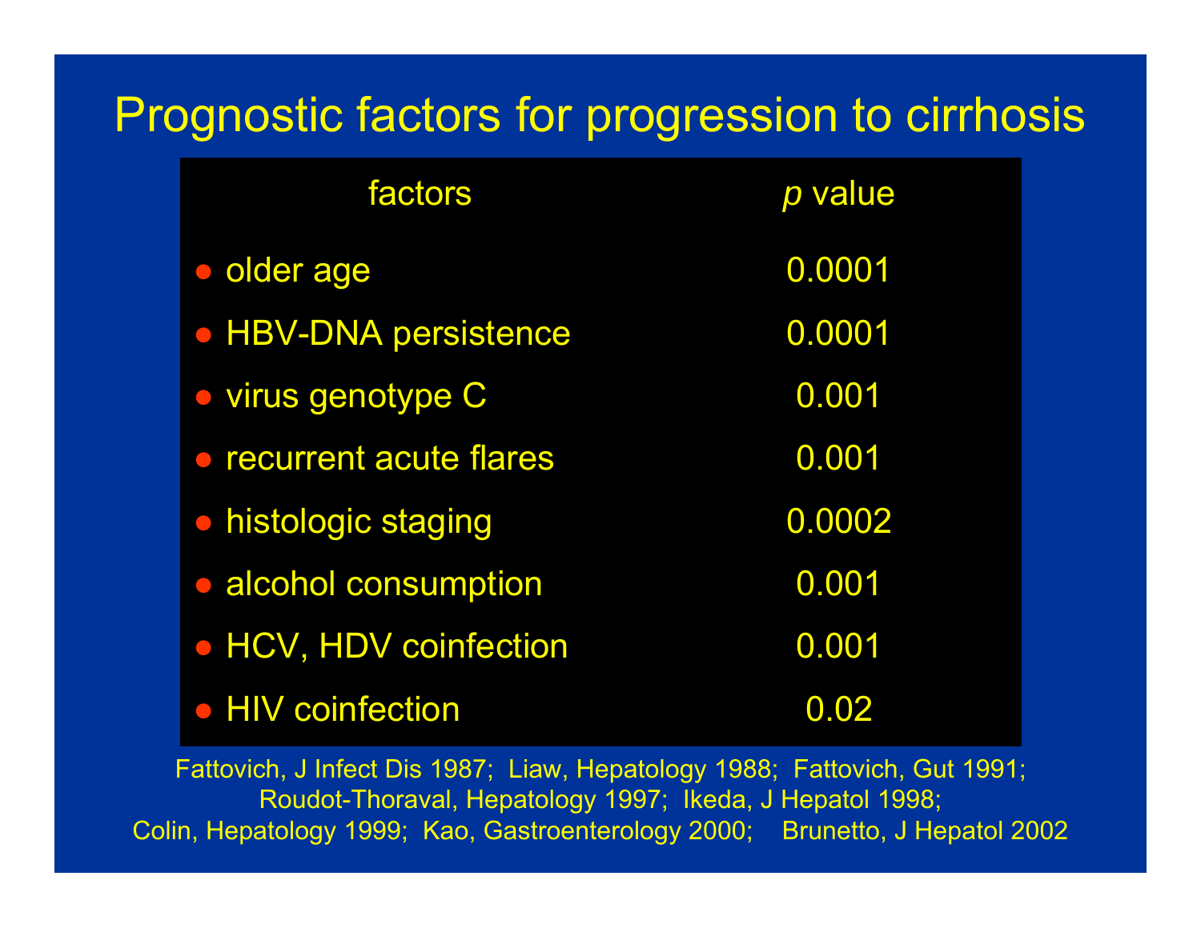# Prognostic factors for progression to cirrhosis

| factors | *p* value |
|---|---|
| older age | 0.0001 |
| HBV-DNA persistence | 0.0001 |
| virus genotype C | 0.001 |
| recurrent acute flares | 0.001 |
| histologic staging | 0.0002 |
| alcohol consumption | 0.001 |
| HCV, HDV coinfection | 0.001 |
| HIV coinfection | 0.02 |

Fattovich, J Infect Dis 1987; Liaw, Hepatology 1988; Fattovich, Gut 1991; Roudot-Thoraval, Hepatology 1997; Ikeda, J Hepatol 1998; Colin, Hepatology 1999; Kao, Gastroenterology 2000; Brunetto, J Hepatol 2002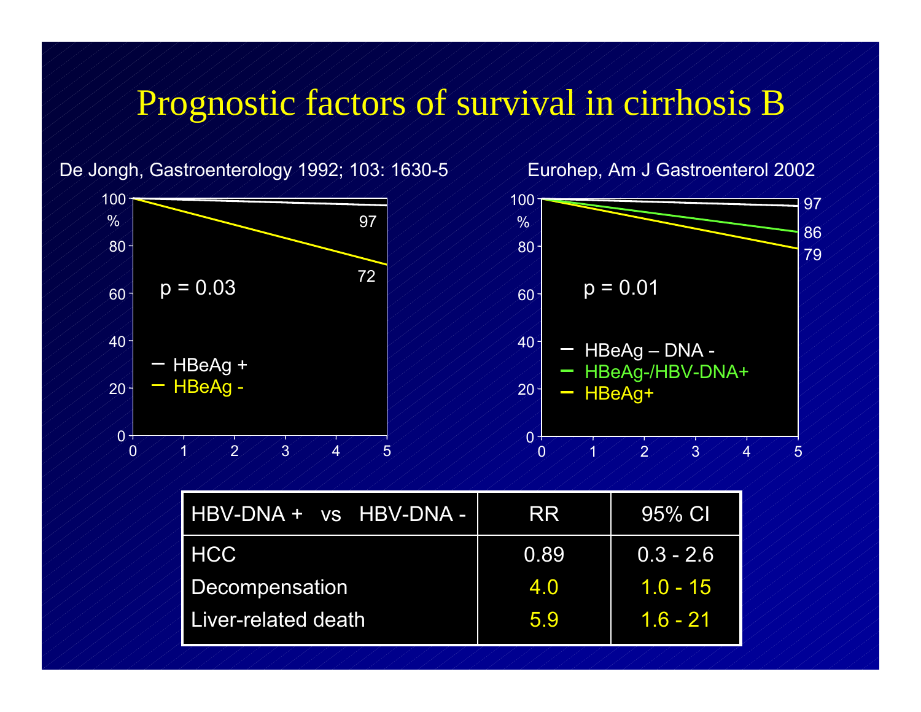# Prognostic factors of survival in cirrhosis B

De Jongh, Gastroenterology 1992; 103: 1630-5

Eurohep, Am J Gastroenterol 2002

| HBV-DNA + vs HBV-DNA - | RR | 95% CI |
|---|---|---|
| HCC | 0.89 | 0.3 - 2.6 |
| Decompensation | 4.0 | 1.0 - 15 |
| Liver-related death | 5.9 | 1.6 - 21 |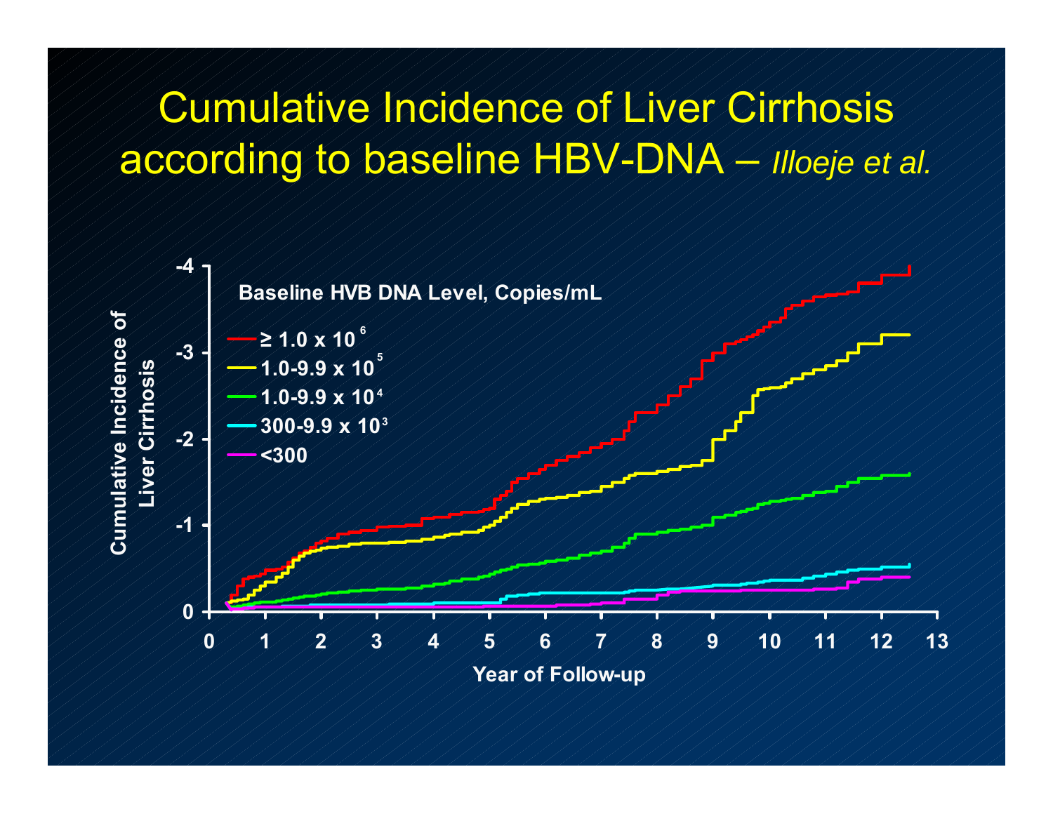# Cumulative Incidence of Liver Cirrhosis according to baseline HBV-DNA – *Illoeje et al.*

Baseline HVB DNA Level, Copies/mL

- $\geq 1.0 \times 10^6$
- $1.0\text{-}9.9 \times 10^5$
- $1.0\text{-}9.9 \times 10^4$
- $300\text{-}9.9 \times 10^3$
- <300

Cumulative Incidence of Liver Cirrhosis

Year of Follow-up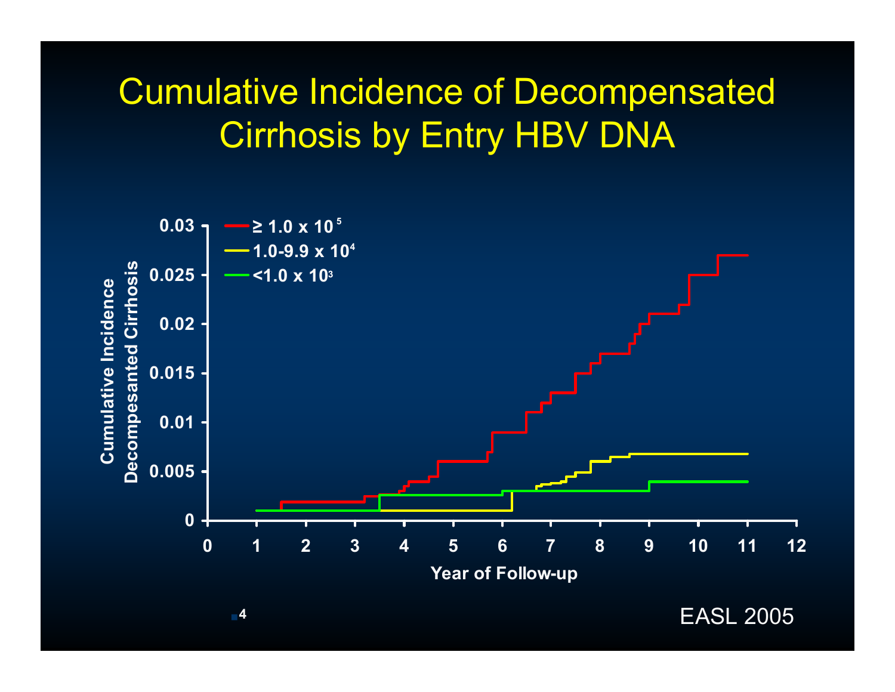# Cumulative Incidence of Decompensated Cirrhosis by Entry HBV DNA

Cumulative Incidence Decompesanted Cirrhosis

0.03
0.025
0.02
0.015
0.01
0.005
0

- ≥ 1.0 x $10^5$
- 1.0-9.9 x $10^4$
- <1.0 x $10^3$

0 1 2 3 4 5 6 7 8 9 10 11 12

Year of Follow-up

4

EASL 2005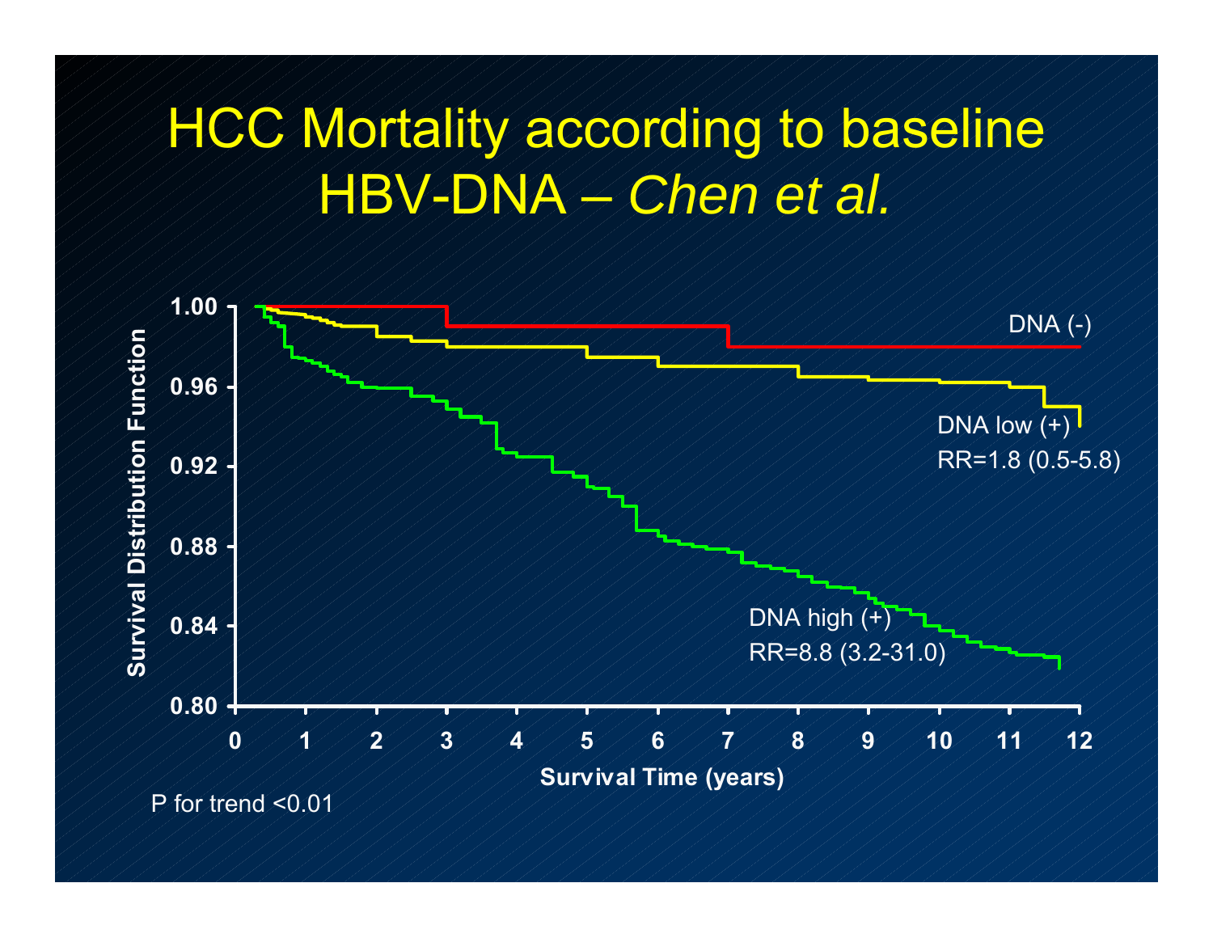# HCC Mortality according to baseline HBV-DNA – *Chen et al.*

Survival Distribution Function

1.00
0.96
0.92
0.88
0.84
0.80

0 1 2 3 4 5 6 7 8 9 10 11 12

Survival Time (years)

DNA (-)

DNA low (+)
RR=1.8 (0.5-5.8)

DNA high (+)
RR=8.8 (3.2-31.0)

P for trend <0.01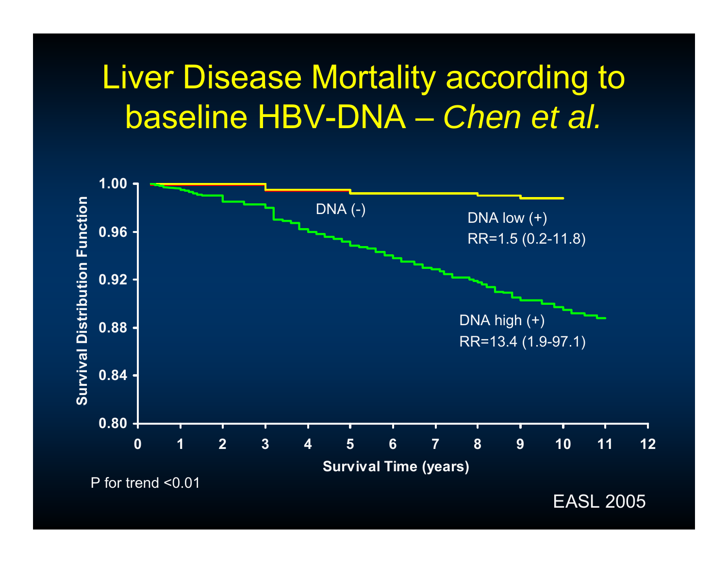# Liver Disease Mortality according to baseline HBV-DNA – *Chen et al.*

Survival Distribution Function

1.00

0.96

0.92

0.88

0.84

0.80

0 1 2 3 4 5 6 7 8 9 10 11 12

Survival Time (years)

DNA (-)

DNA low (+)
RR=1.5 (0.2-11.8)

DNA high (+)
RR=13.4 (1.9-97.1)

P for trend <0.01

EASL 2005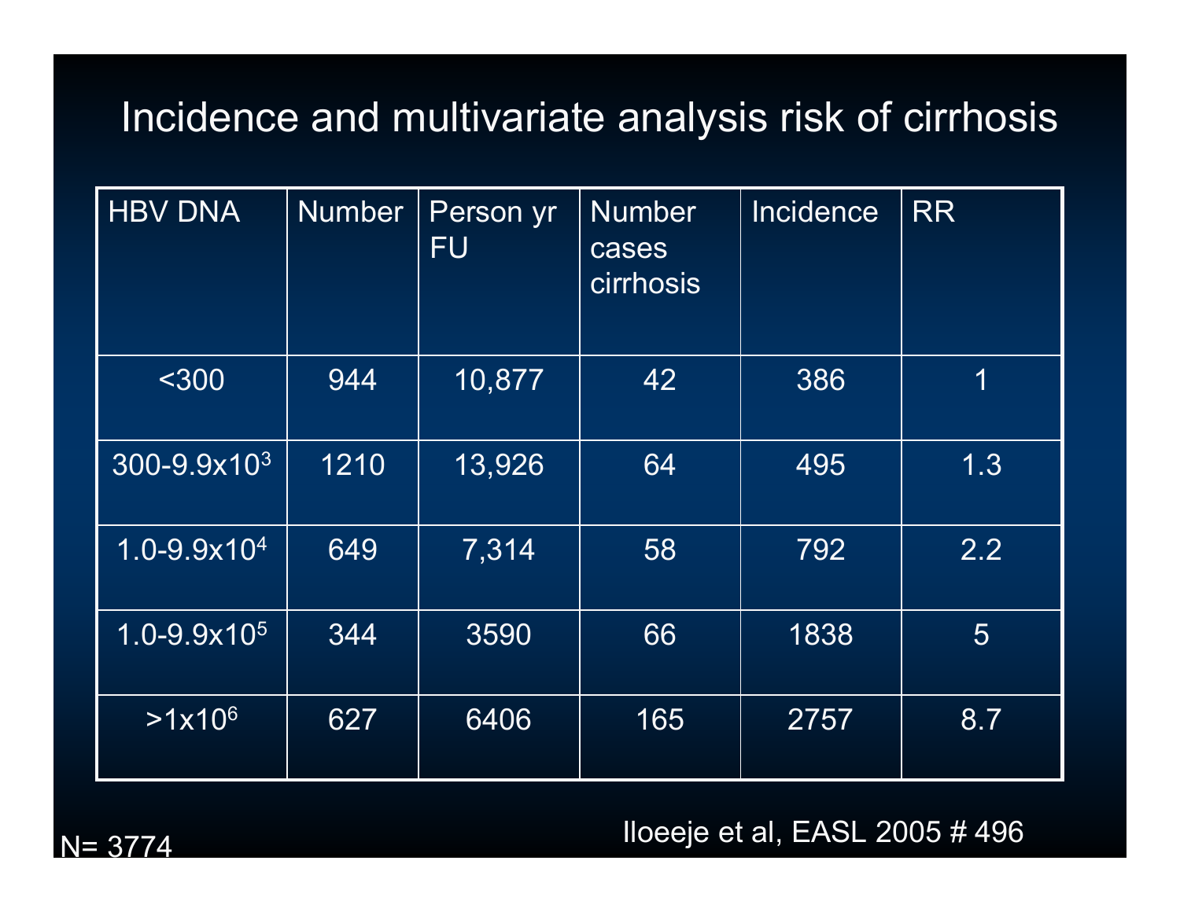# Incidence and multivariate analysis risk of cirrhosis

| HBV DNA | Number | Person yr FU | Number cases cirrhosis | Incidence | RR |
|---|---|---|---|---|---|
| <300 | 944 | 10,877 | 42 | 386 | 1 |
| 300-9.9x$10^3$ | 1210 | 13,926 | 64 | 495 | 1.3 |
| 1.0-9.9x$10^4$ | 649 | 7,314 | 58 | 792 | 2.2 |
| 1.0-9.9x$10^5$ | 344 | 3590 | 66 | 1838 | 5 |
| >1x$10^6$ | 627 | 6406 | 165 | 2757 | 8.7 |

N= 3774

Iloeeje et al, EASL 2005 # 496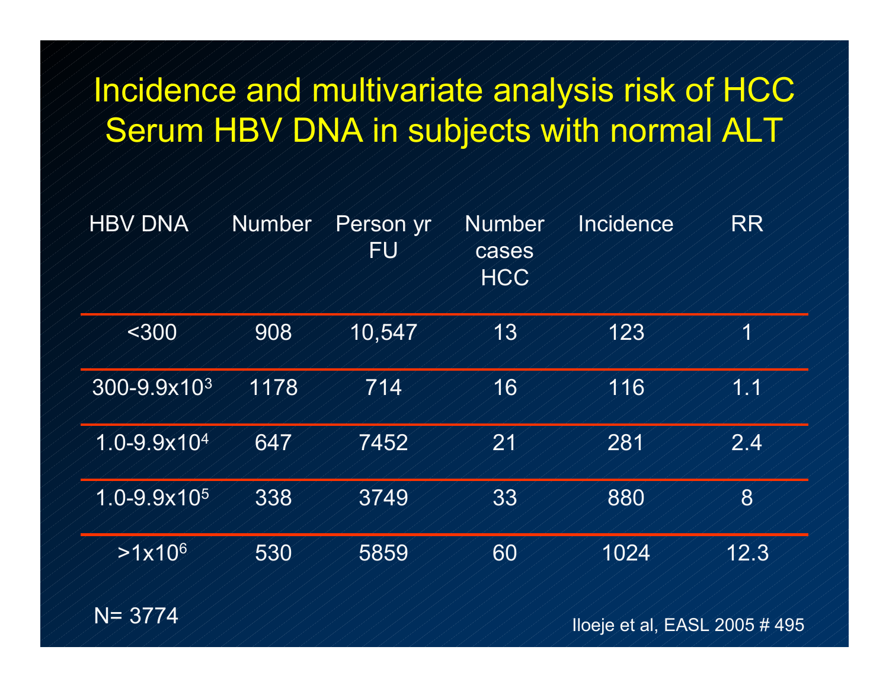# Incidence and multivariate analysis risk of HCC Serum HBV DNA in subjects with normal ALT

| HBV DNA | Number | Person yr FU | Number cases HCC | Incidence | RR |
|---|---|---|---|---|---|
| <300 | 908 | 10,547 | 13 | 123 | 1 |
| 300-9.9x$10^3$ | 1178 | 714 | 16 | 116 | 1.1 |
| 1.0-9.9x$10^4$ | 647 | 7452 | 21 | 281 | 2.4 |
| 1.0-9.9x$10^5$ | 338 | 3749 | 33 | 880 | 8 |
| >1x$10^6$ | 530 | 5859 | 60 | 1024 | 12.3 |

N= 3774

Iloeje et al, EASL 2005 # 495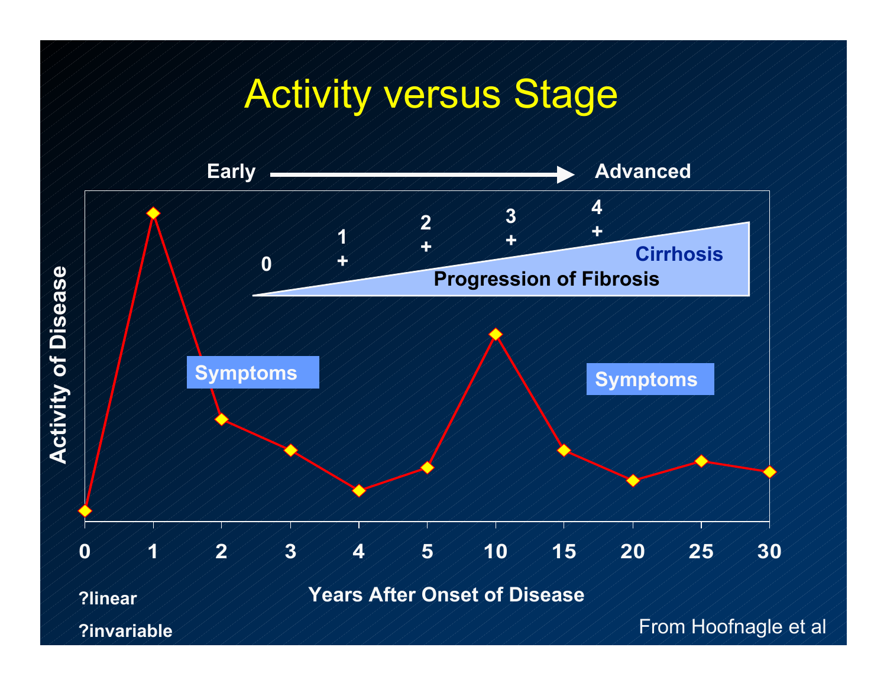# Activity versus Stage

Early → Advanced

Activity of Disease

0, 1+, 2+, 3+, 4+

Progression of Fibrosis

Cirrhosis

Symptoms

Symptoms

0 1 2 3 4 5 10 15 20 25 30

Years After Onset of Disease

?linear

?invariable

From Hoofnagle et al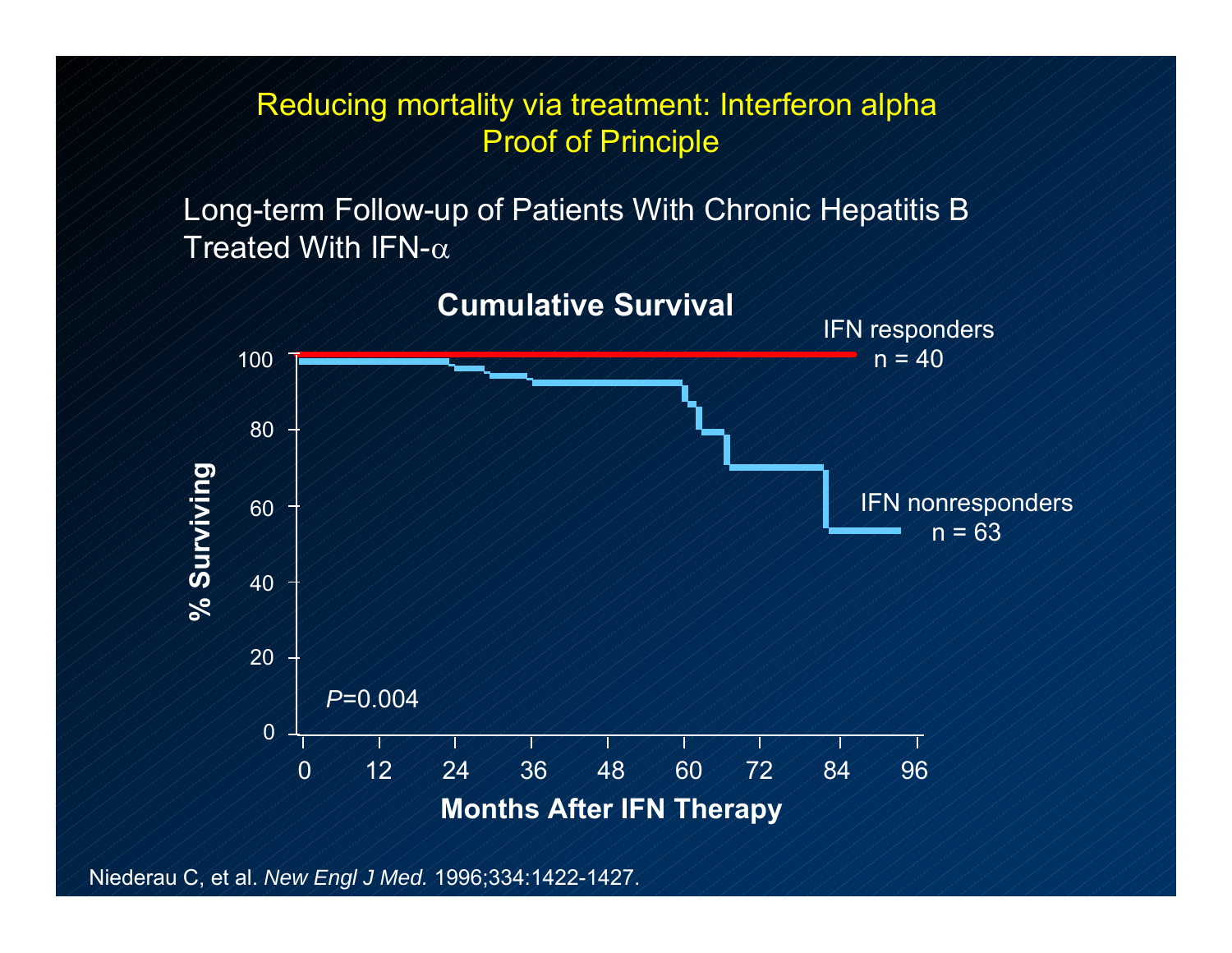# Reducing mortality via treatment: Interferon alpha Proof of Principle

Long-term Follow-up of Patients With Chronic Hepatitis B Treated With IFN-α

**Cumulative Survival**

IFN responders n = 40

IFN nonresponders n = 63

**% Surviving**: 0, 20, 40, 60, 80, 100

**Months After IFN Therapy**: 0, 12, 24, 36, 48, 60, 72, 84, 96

*P*=0.004

Niederau C, et al. *New Engl J Med.* 1996;334:1422-1427.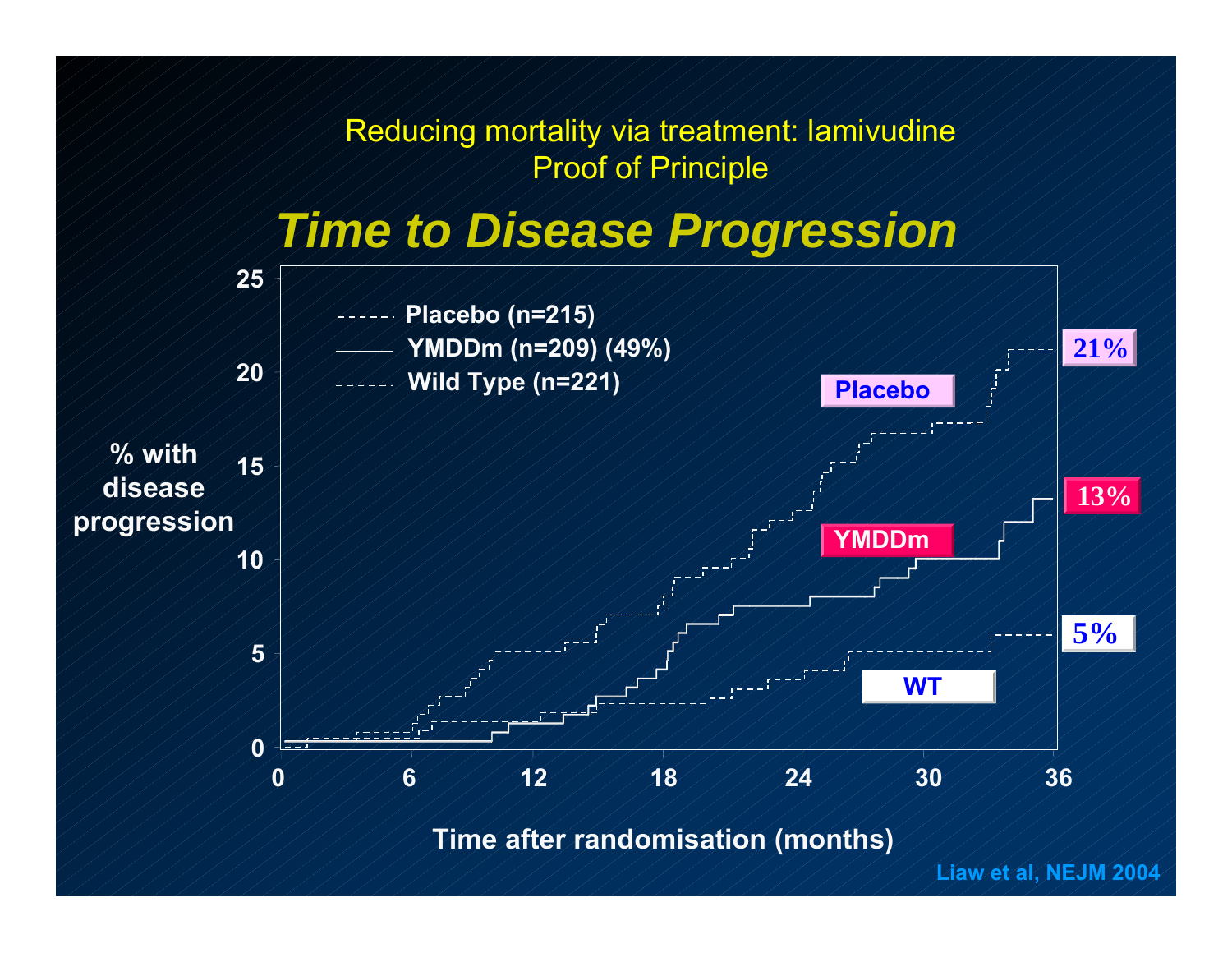Reducing mortality via treatment: lamivudine
Proof of Principle

# *Time to Disease Progression*

- Placebo (n=215)
- YMDDm (n=209) (49%)
- Wild Type (n=221)

% with disease progression

25
20
15
10
5
0

0 6 12 18 24 30 36

Time after randomisation (months)

Placebo — 21%

YMDDm — 13%

WT — 5%

Liaw et al, NEJM 2004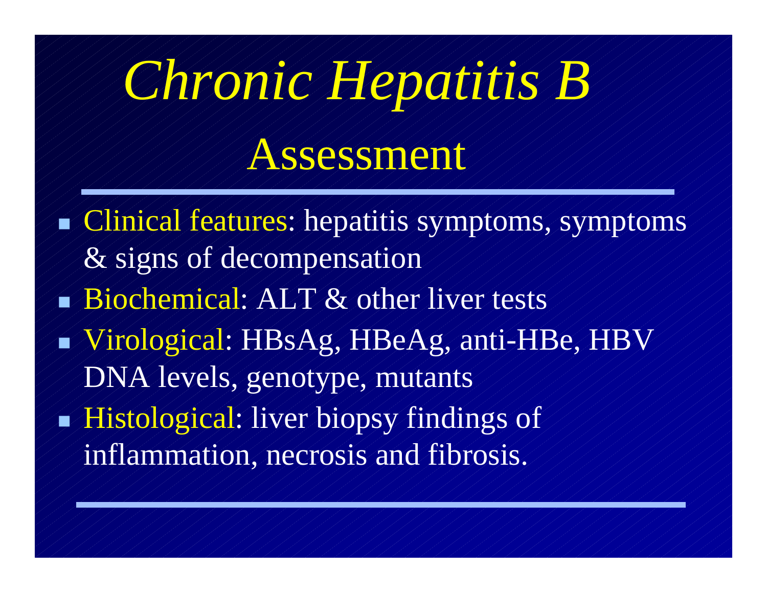# *Chronic Hepatitis B*

## Assessment

- Clinical features: hepatitis symptoms, symptoms & signs of decompensation
- Biochemical: ALT & other liver tests
- Virological: HBsAg, HBeAg, anti-HBe, HBV DNA levels, genotype, mutants
- Histological: liver biopsy findings of inflammation, necrosis and fibrosis.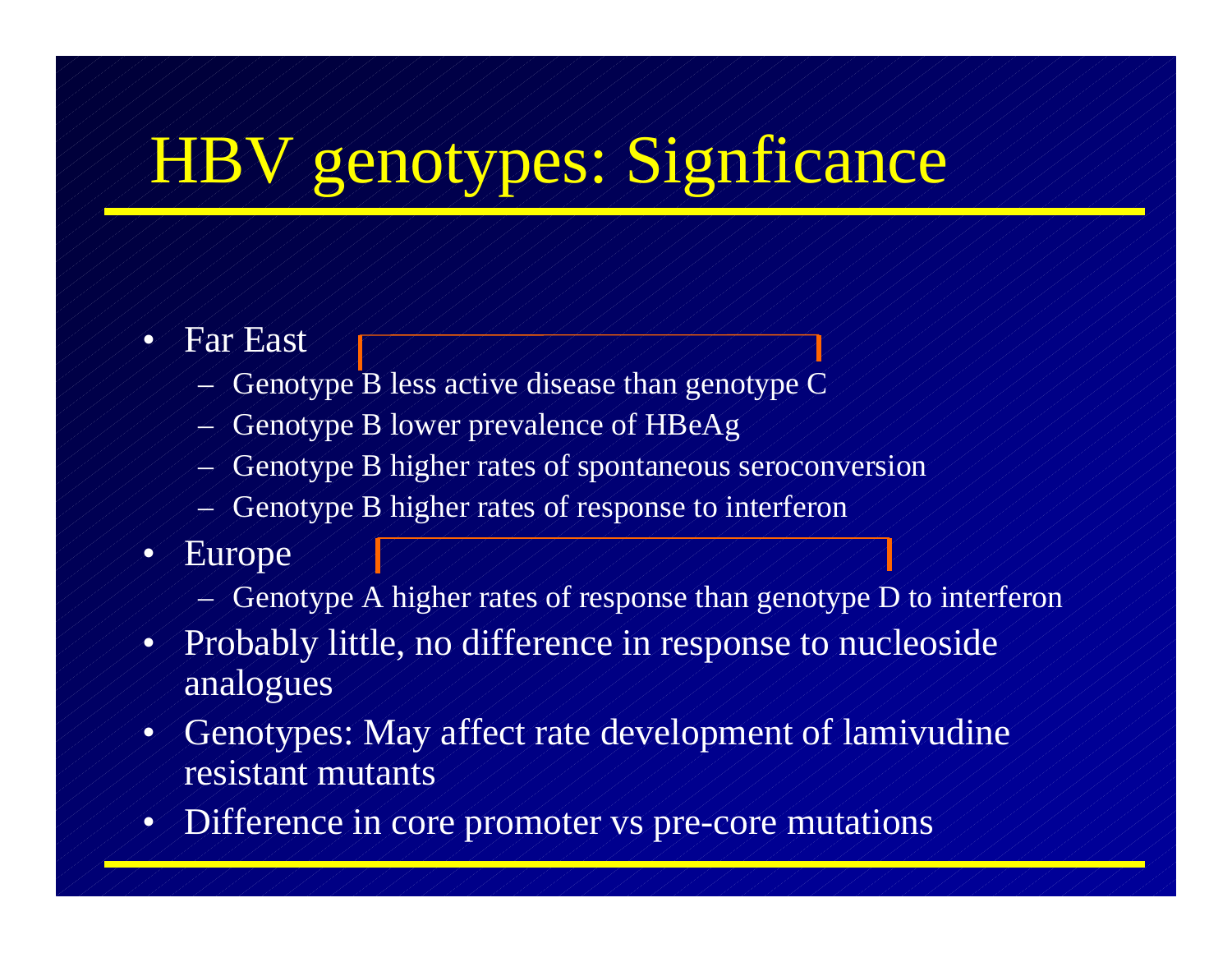# HBV genotypes: Signficance

- Far East
  - Genotype B less active disease than genotype C
  - Genotype B lower prevalence of HBeAg
  - Genotype B higher rates of spontaneous seroconversion
  - Genotype B higher rates of response to interferon
- Europe
  - Genotype A higher rates of response than genotype D to interferon
- Probably little, no difference in response to nucleoside analogues
- Genotypes: May affect rate development of lamivudine resistant mutants
- Difference in core promoter vs pre-core mutations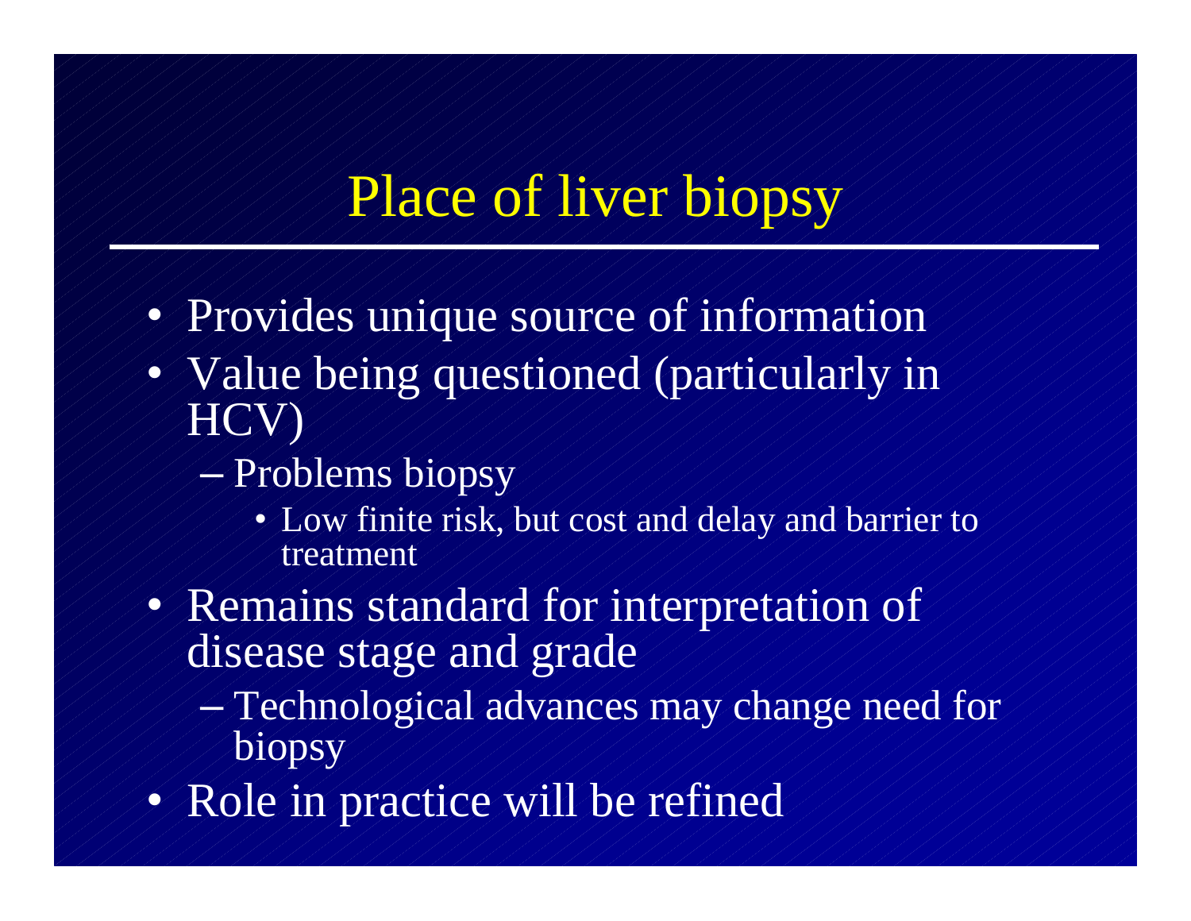# Place of liver biopsy

- Provides unique source of information
- Value being questioned (particularly in HCV)
  - Problems biopsy
    - Low finite risk, but cost and delay and barrier to treatment
- Remains standard for interpretation of disease stage and grade
  - Technological advances may change need for biopsy
- Role in practice will be refined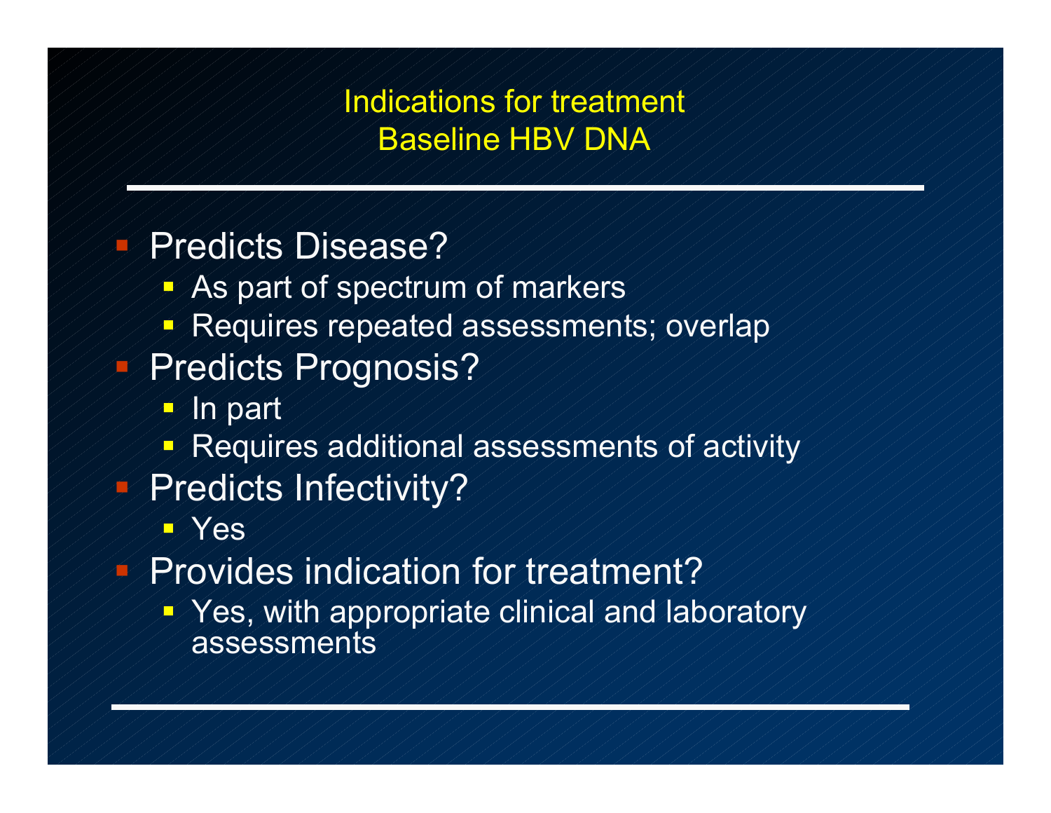# Indications for treatment
## Baseline HBV DNA

- Predicts Disease?
  - As part of spectrum of markers
  - Requires repeated assessments; overlap
- Predicts Prognosis?
  - In part
  - Requires additional assessments of activity
- Predicts Infectivity?
  - Yes
- Provides indication for treatment?
  - Yes, with appropriate clinical and laboratory assessments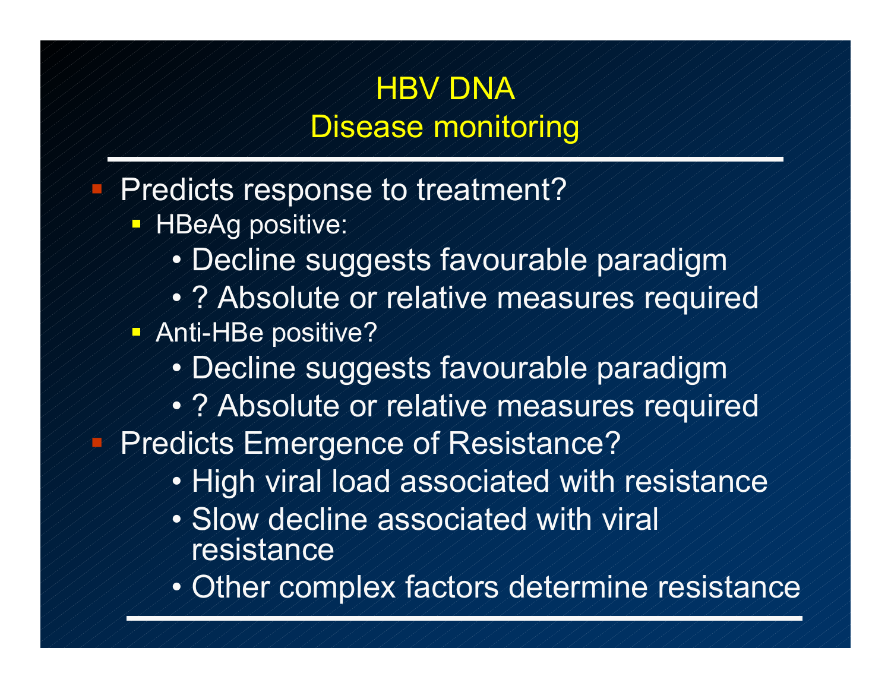# HBV DNA
## Disease monitoring

- Predicts response to treatment?
  - HBeAg positive:
    - Decline suggests favourable paradigm
    - ? Absolute or relative measures required
  - Anti-HBe positive?
    - Decline suggests favourable paradigm
    - ? Absolute or relative measures required
- Predicts Emergence of Resistance?
    - High viral load associated with resistance
    - Slow decline associated with viral resistance
    - Other complex factors determine resistance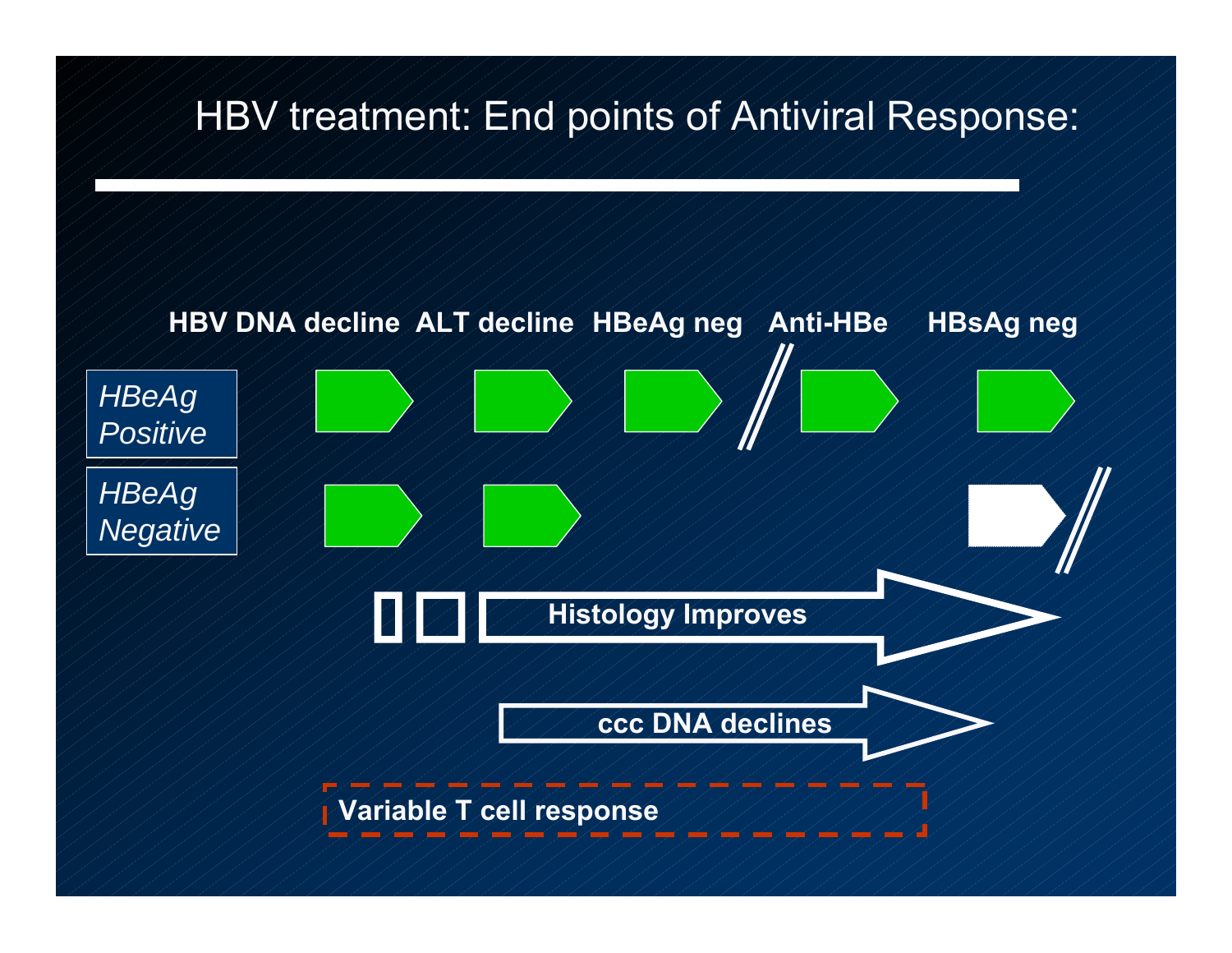# HBV treatment: End points of Antiviral Response:

| | HBV DNA decline | ALT decline | HBeAg neg | Anti-HBe | HBsAg neg |
|---|---|---|---|---|---|
| *HBeAg Positive* | ✓ | ✓ | ✓ | ✓ | ✓ |
| *HBeAg Negative* | ✓ | ✓ | | | |

**Histology Improves**

**ccc DNA declines**

**Variable T cell response**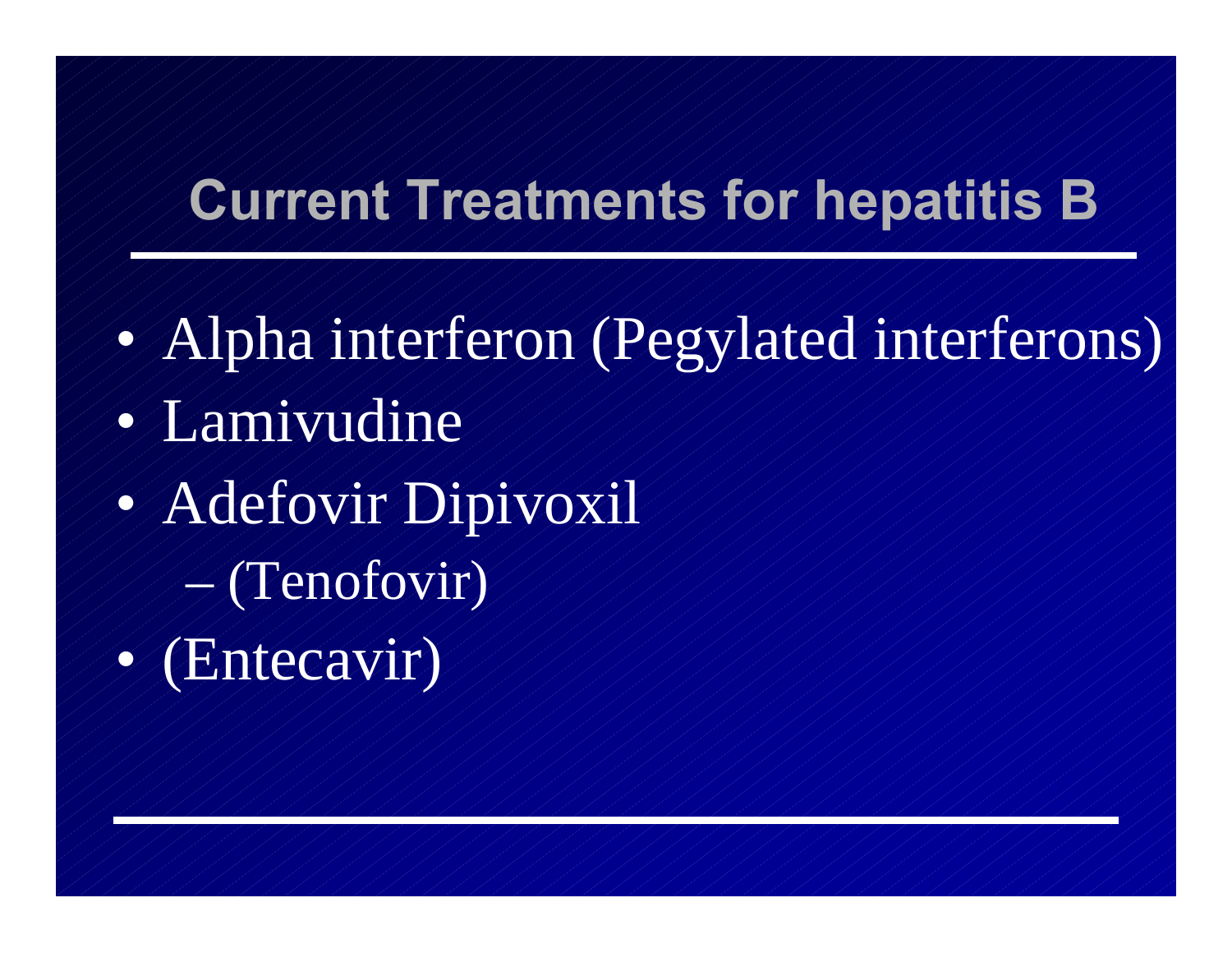# Current Treatments for hepatitis B

- Alpha interferon (Pegylated interferons)
- Lamivudine
- Adefovir Dipivoxil
  - (Tenofovir)
- (Entecavir)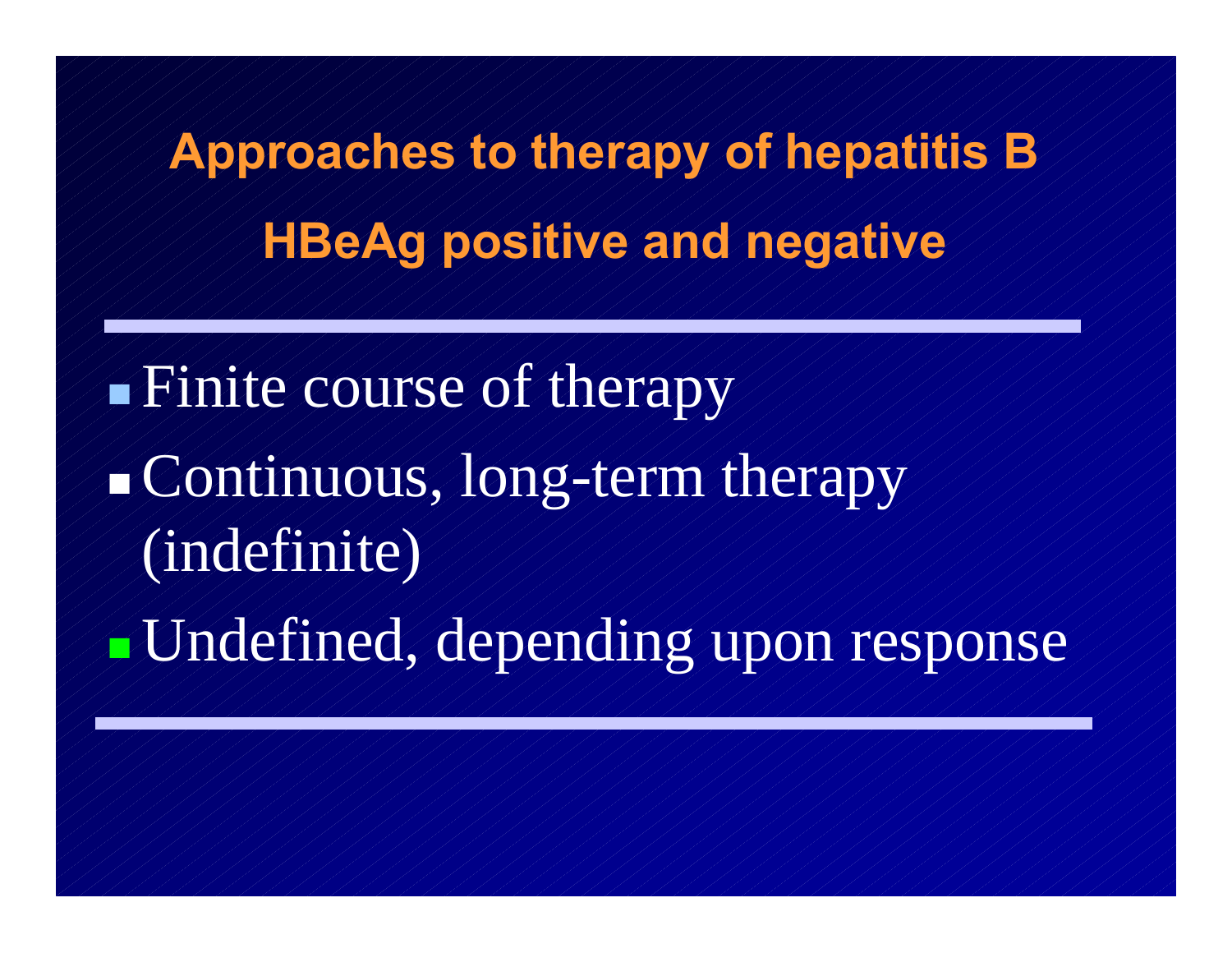# Approaches to therapy of hepatitis B

## HBeAg positive and negative

- Finite course of therapy
- Continuous, long-term therapy (indefinite)
- Undefined, depending upon response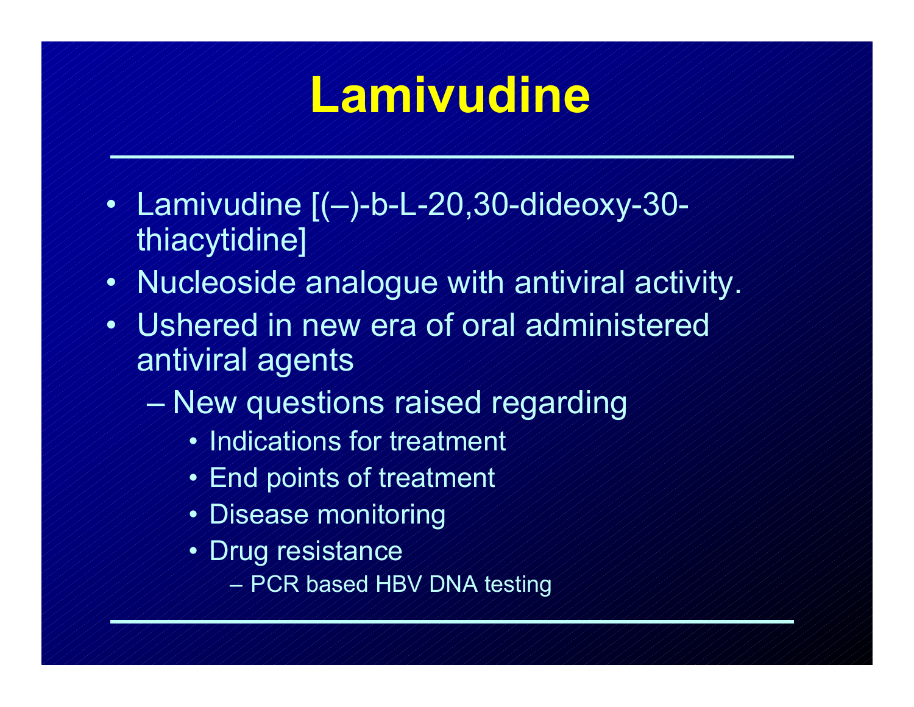# Lamivudine

- Lamivudine [(–)-b-L-20,30-dideoxy-30-thiacytidine]
- Nucleoside analogue with antiviral activity.
- Ushered in new era of oral administered antiviral agents
  - New questions raised regarding
    - Indications for treatment
    - End points of treatment
    - Disease monitoring
    - Drug resistance
      - PCR based HBV DNA testing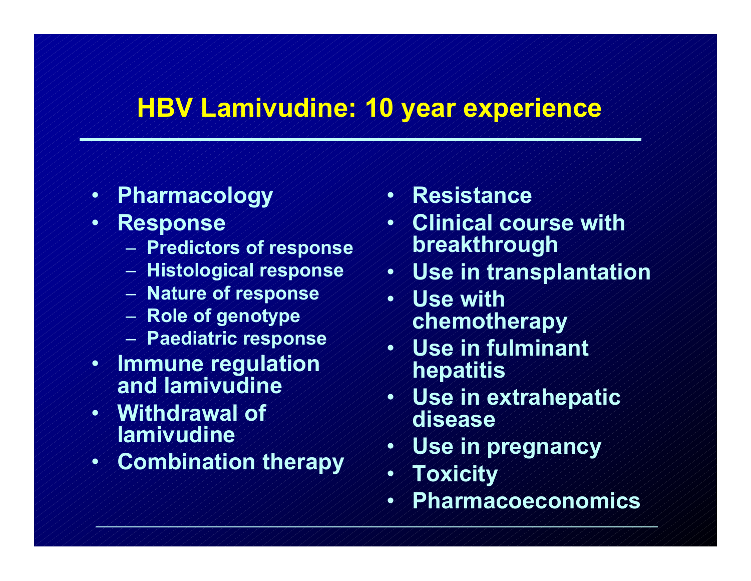# HBV Lamivudine: 10 year experience

- Pharmacology
- Response
  - Predictors of response
  - Histological response
  - Nature of response
  - Role of genotype
  - Paediatric response
- Immune regulation and lamivudine
- Withdrawal of lamivudine
- Combination therapy
- Resistance
- Clinical course with breakthrough
- Use in transplantation
- Use with chemotherapy
- Use in fulminant hepatitis
- Use in extrahepatic disease
- Use in pregnancy
- Toxicity
- Pharmacoeconomics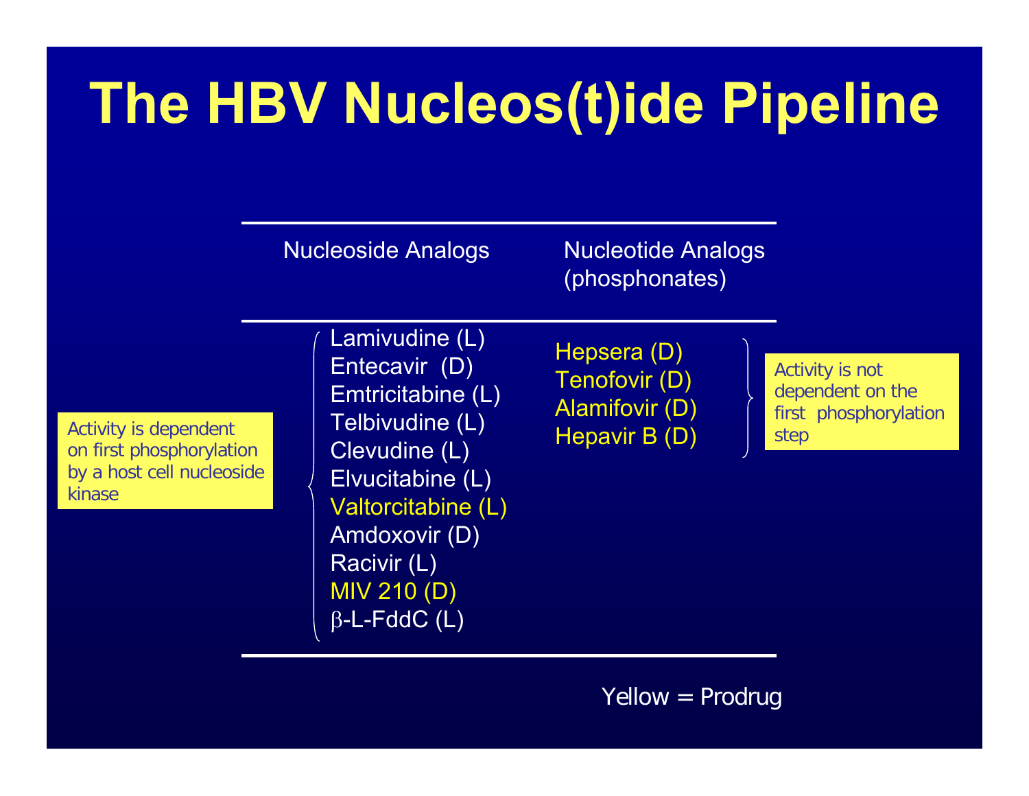# The HBV Nucleos(t)ide Pipeline

| Nucleoside Analogs | Nucleotide Analogs (phosphonates) |
|---|---|
| Lamivudine (L) | Hepsera (D) |
| Entecavir (D) | Tenofovir (D) |
| Emtricitabine (L) | Alamifovir (D) |
| Telbivudine (L) | Hepavir B (D) |
| Clevudine (L) | |
| Elvucitabine (L) | |
| Valtorcitabine (L) | |
| Amdoxovir (D) | |
| Racivir (L) | |
| MIV 210 (D) | |
| β-L-FddC (L) | |

Nucleoside Analogs: Activity is dependent on first phosphorylation by a host cell nucleoside kinase

Nucleotide Analogs: Activity is not dependent on the first phosphorylation step

Yellow = Prodrug (Valtorcitabine, MIV 210, Hepsera, Tenofovir, Alamifovir, Hepavir B)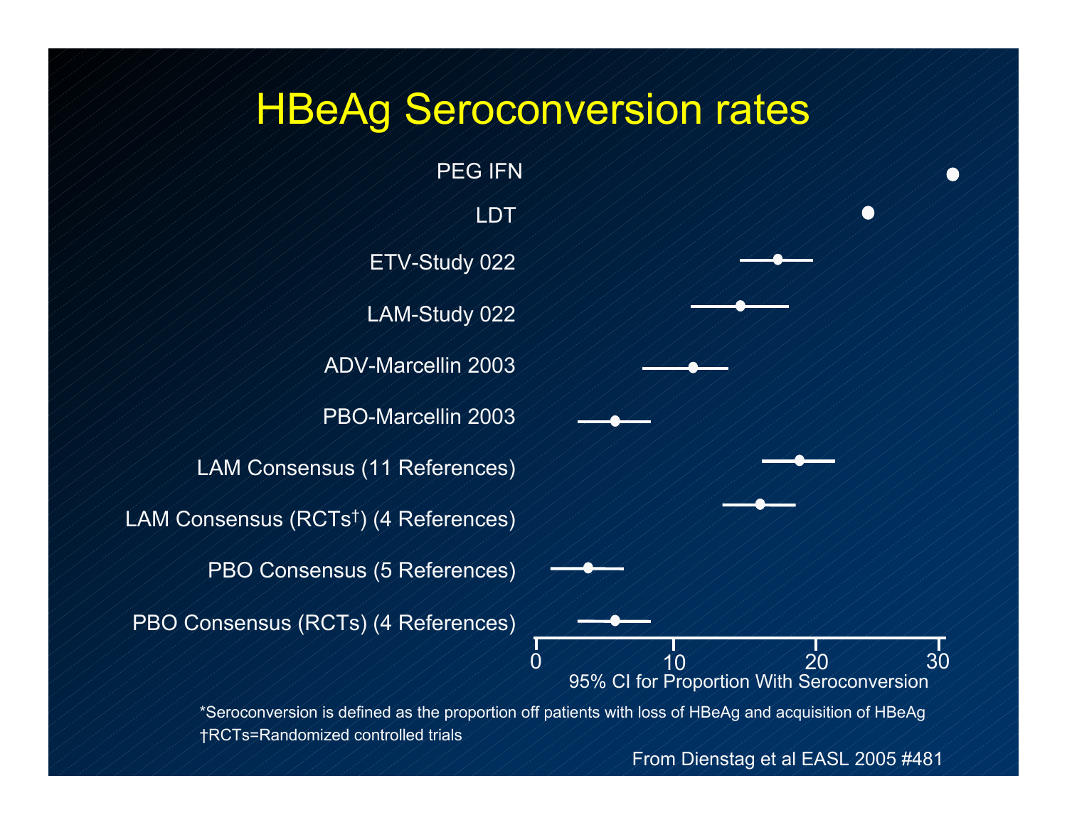# HBeAg Seroconversion rates

PEG IFN

LDT

ETV-Study 022

LAM-Study 022

ADV-Marcellin 2003

PBO-Marcellin 2003

LAM Consensus (11 References)

LAM Consensus (RCTs†) (4 References)

PBO Consensus (5 References)

PBO Consensus (RCTs) (4 References)

0 10 20 30

95% CI for Proportion With Seroconversion

*Seroconversion is defined as the proportion off patients with loss of HBeAg and acquisition of HBeAg

†RCTs=Randomized controlled trials

From Dienstag et al EASL 2005 #481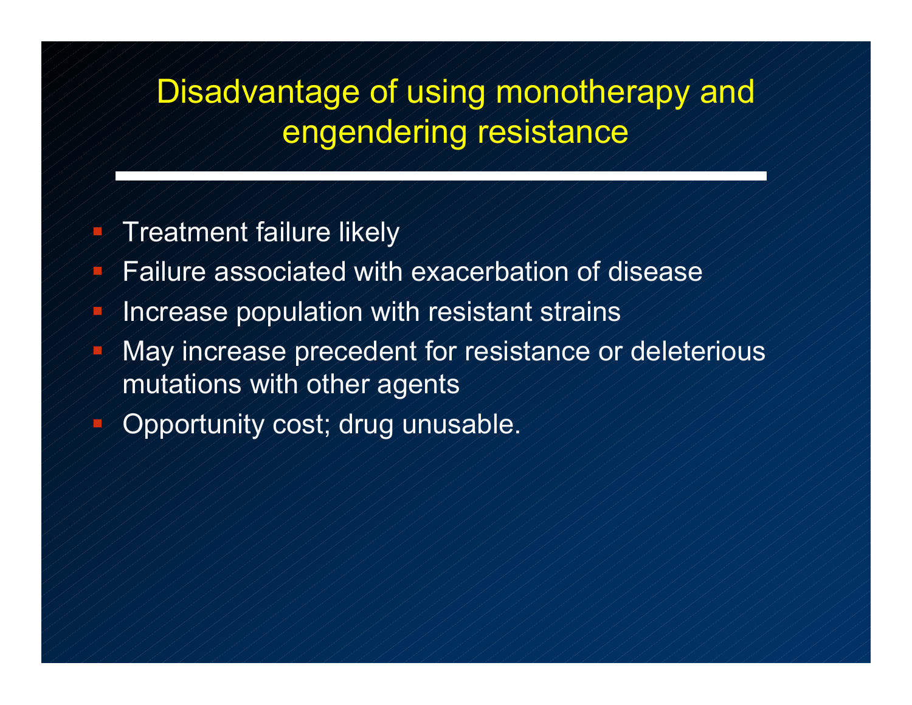# Disadvantage of using monotherapy and engendering resistance

- Treatment failure likely
- Failure associated with exacerbation of disease
- Increase population with resistant strains
- May increase precedent for resistance or deleterious mutations with other agents
- Opportunity cost; drug unusable.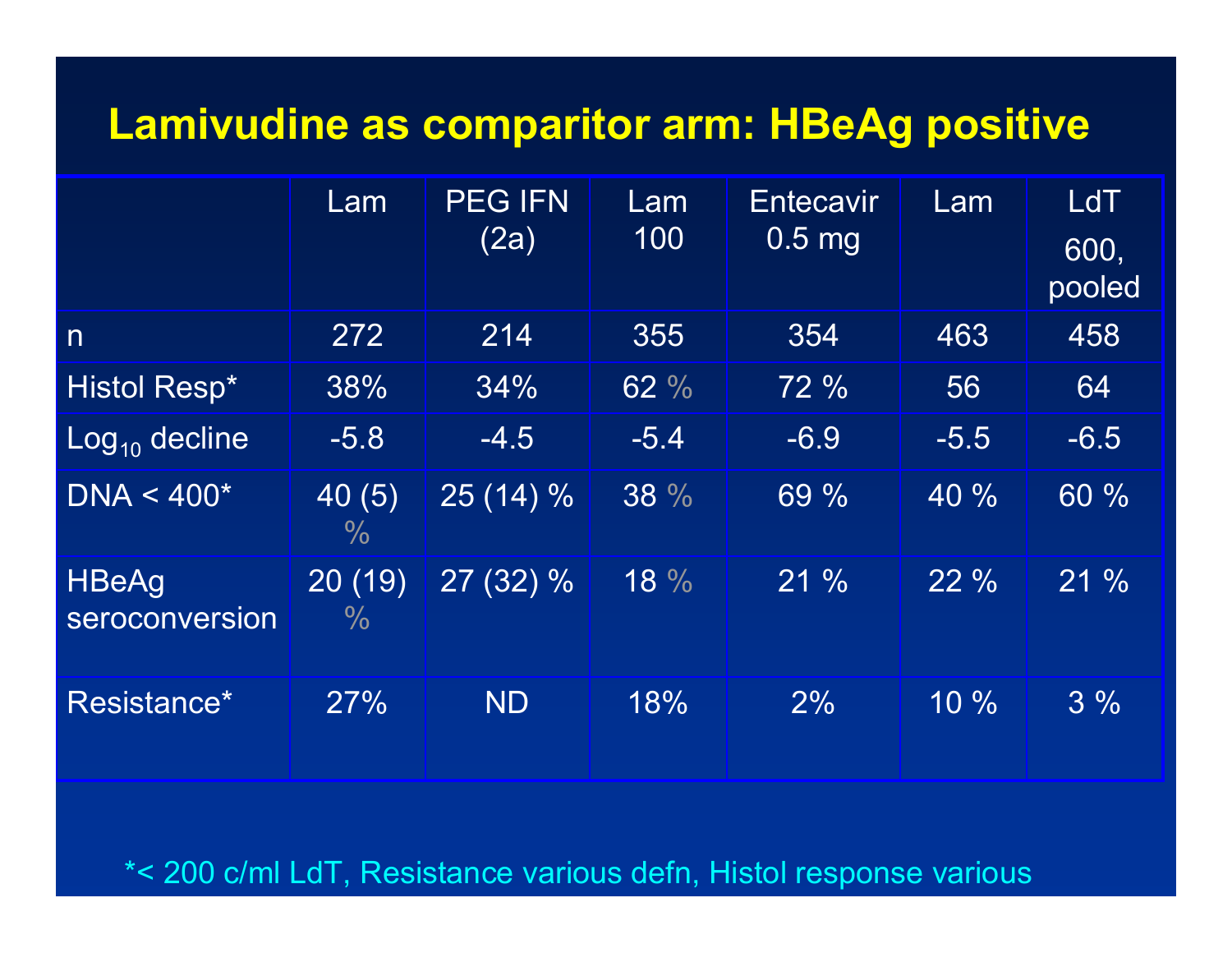# Lamivudine as comparitor arm: HBeAg positive

| | Lam | PEG IFN (2a) | Lam 100 | Entecavir 0.5 mg | Lam | LdT 600, pooled |
|---|---|---|---|---|---|---|
| n | 272 | 214 | 355 | 354 | 463 | 458 |
| Histol Resp* | 38% | 34% | 62 % | 72 % | 56 | 64 |
| $Log_{10}$ decline | -5.8 | -4.5 | -5.4 | -6.9 | -5.5 | -6.5 |
| DNA < 400* | 40 (5) % | 25 (14) % | 38 % | 69 % | 40 % | 60 % |
| HBeAg seroconversion | 20 (19) % | 27 (32) % | 18 % | 21 % | 22 % | 21 % |
| Resistance* | 27% | ND | 18% | 2% | 10 % | 3 % |

*< 200 c/ml LdT, Resistance various defn, Histol response various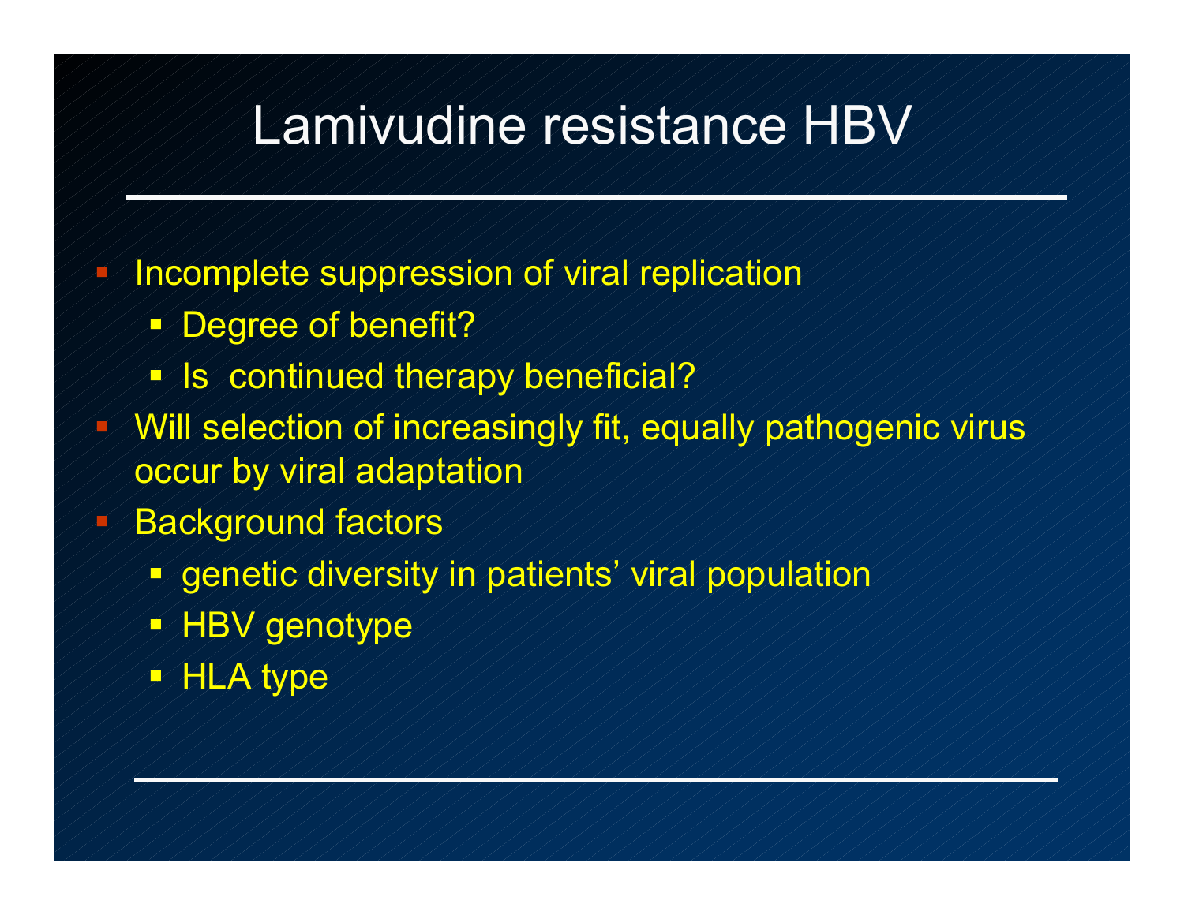# Lamivudine resistance HBV

- Incomplete suppression of viral replication
  - Degree of benefit?
  - Is  continued therapy beneficial?
- Will selection of increasingly fit, equally pathogenic virus occur by viral adaptation
- Background factors
  - genetic diversity in patients' viral population
  - HBV genotype
  - HLA type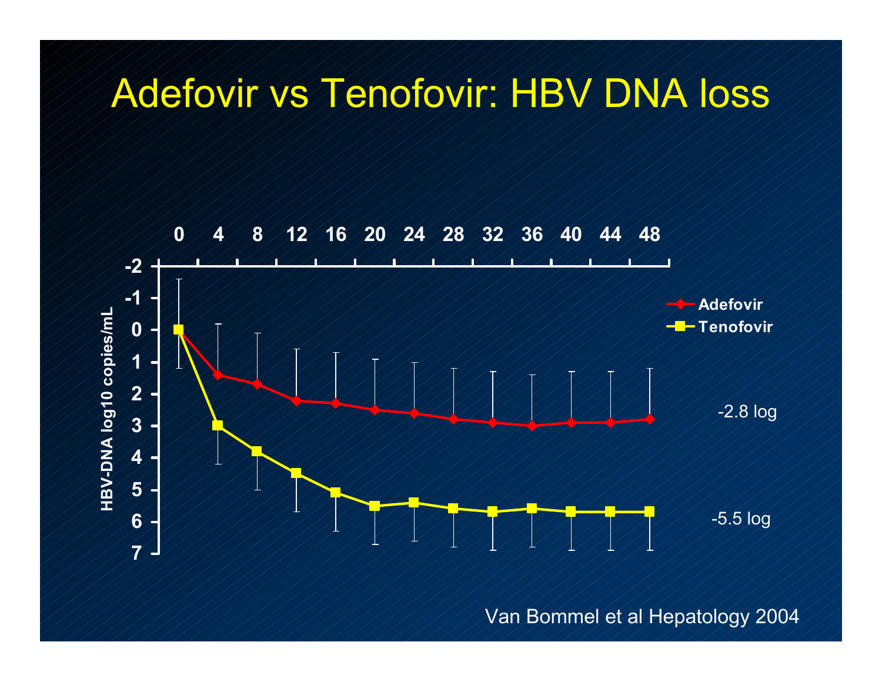# Adefovir vs Tenofovir: HBV DNA loss

HBV-DNA log10 copies/mL

| Week | 0 | 4 | 8 | 12 | 16 | 20 | 24 | 28 | 32 | 36 | 40 | 44 | 48 |
|---|---|---|---|---|---|---|---|---|---|---|---|---|---|

- Adefovir: -2.8 log
- Tenofovir: -5.5 log

Van Bommel et al Hepatology 2004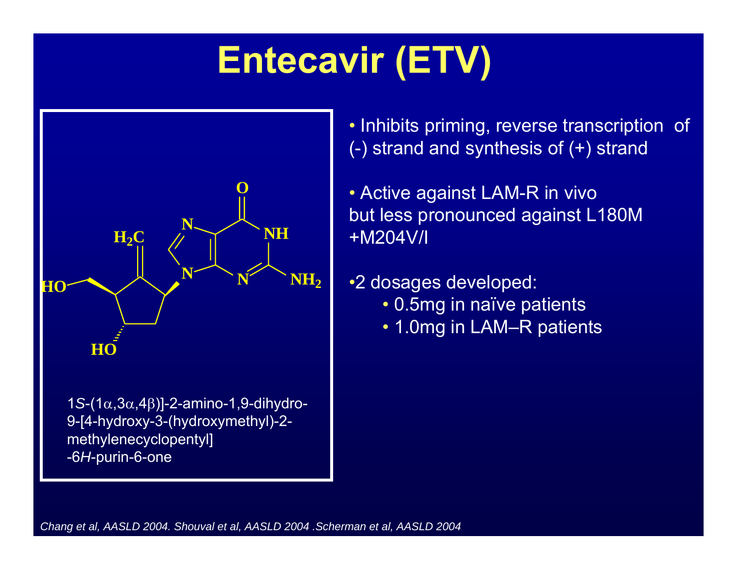# Entecavir (ETV)

1*S*-(1α,3α,4β)]-2-amino-1,9-dihydro-9-[4-hydroxy-3-(hydroxymethyl)-2-methylenecyclopentyl]-6*H*-purin-6-one

- Inhibits priming, reverse transcription of (-) strand and synthesis of (+) strand

- Active against LAM-R in vivo but less pronounced against L180M +M204V/I

- 2 dosages developed:
  - 0.5mg in naïve patients
  - 1.0mg in LAM–R patients

*Chang et al, AASLD 2004. Shouval et al, AASLD 2004 .Scherman et al, AASLD 2004*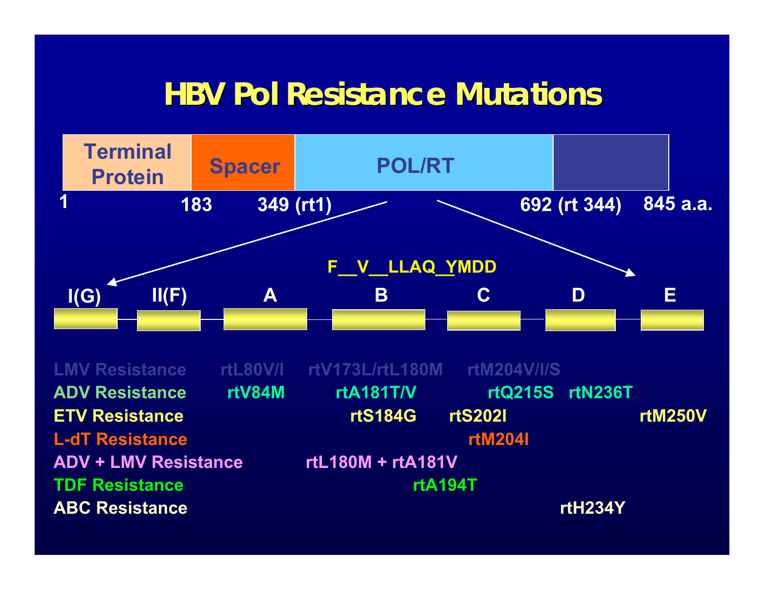# HBV Pol Resistance Mutations

| Terminal Protein | Spacer | POL/RT | |
|---|---|---|---|
| 1 | 183 | 349 (rt1) | 692 (rt 344) | 845 a.a. |

F__V__LLAQ_YMDD

I(G) — II(F) — A — B — C — D — E

| | | | | | |
|---|---|---|---|---|---|
| LMV Resistance | rtL80V/I | rtV173L/rtL180M | rtM204V/I/S | | |
| ADV Resistance | rtV84M | rtA181T/V | rtQ215S | rtN236T | |
| ETV Resistance | | rtS184G | rtS202I | | rtM250V |
| L-dT Resistance | | | rtM204I | | |
| ADV + LMV Resistance | | rtL180M + rtA181V | | | |
| TDF Resistance | | rtA194T | | | |
| ABC Resistance | | | | rtH234Y | |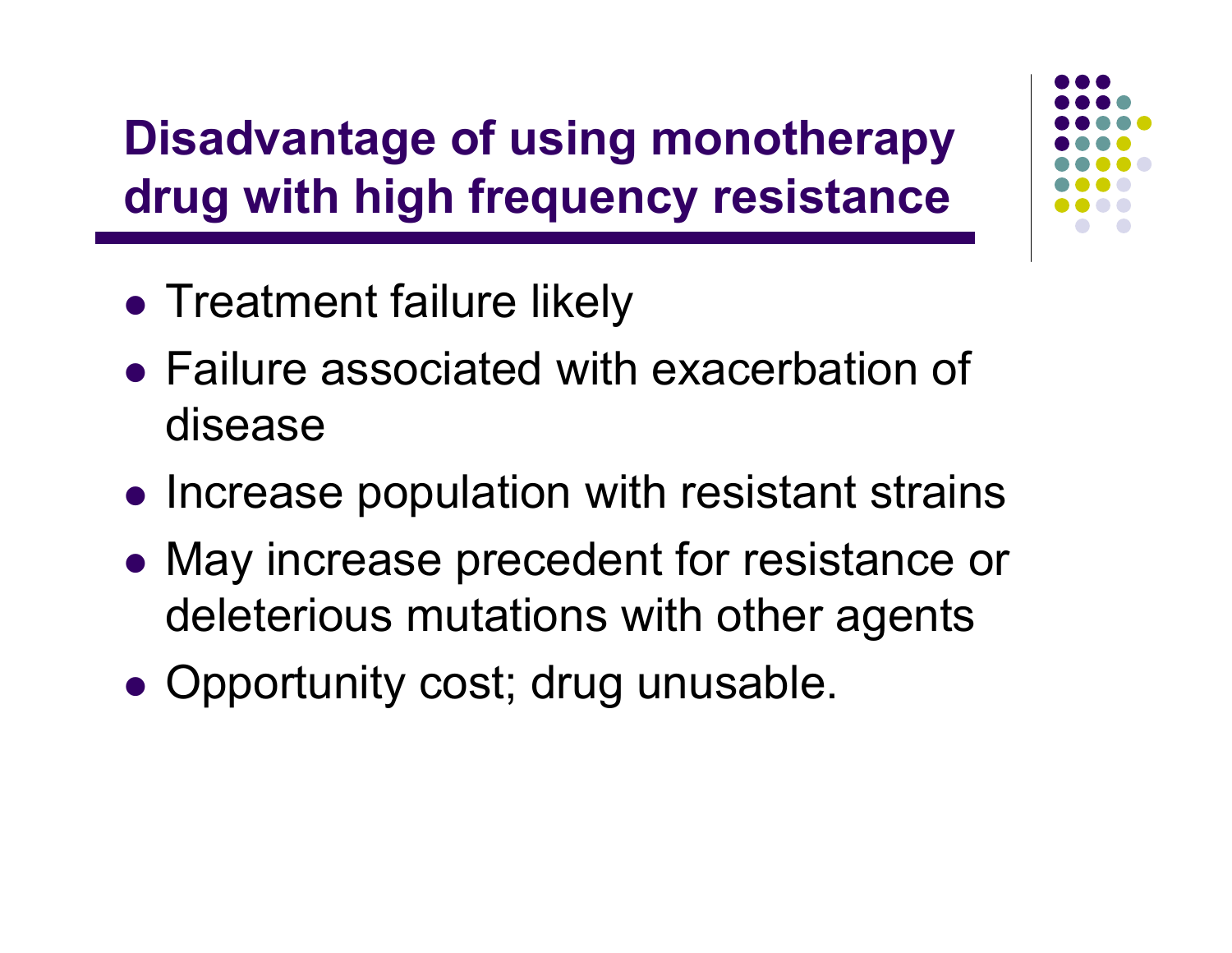# Disadvantage of using monotherapy drug with high frequency resistance

- Treatment failure likely
- Failure associated with exacerbation of disease
- Increase population with resistant strains
- May increase precedent for resistance or deleterious mutations with other agents
- Opportunity cost; drug unusable.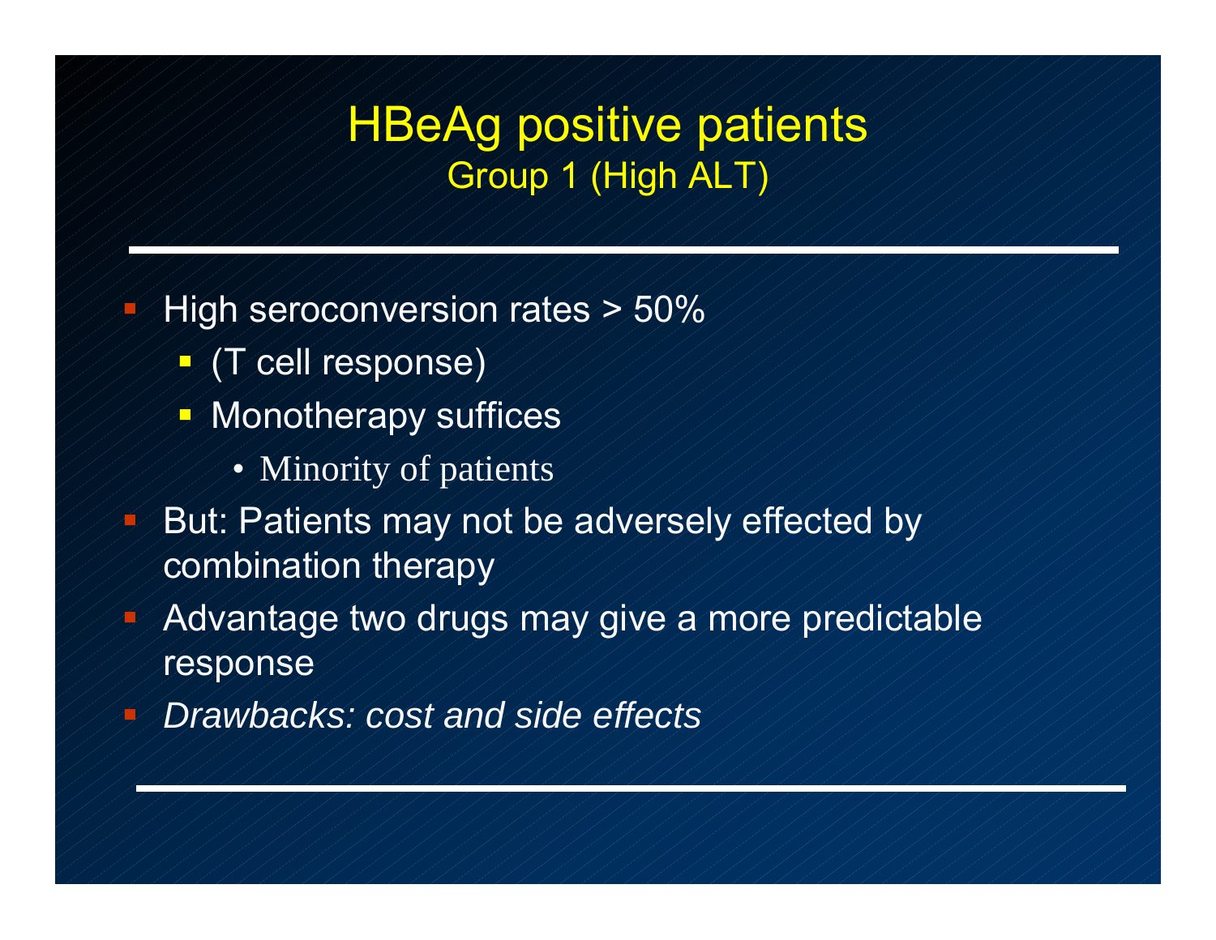# HBeAg positive patients

## Group 1 (High ALT)

- High seroconversion rates > 50%
  - (T cell response)
  - Monotherapy suffices
    - Minority of patients
- But: Patients may not be adversely effected by combination therapy
- Advantage two drugs may give a more predictable response
- *Drawbacks: cost and side effects*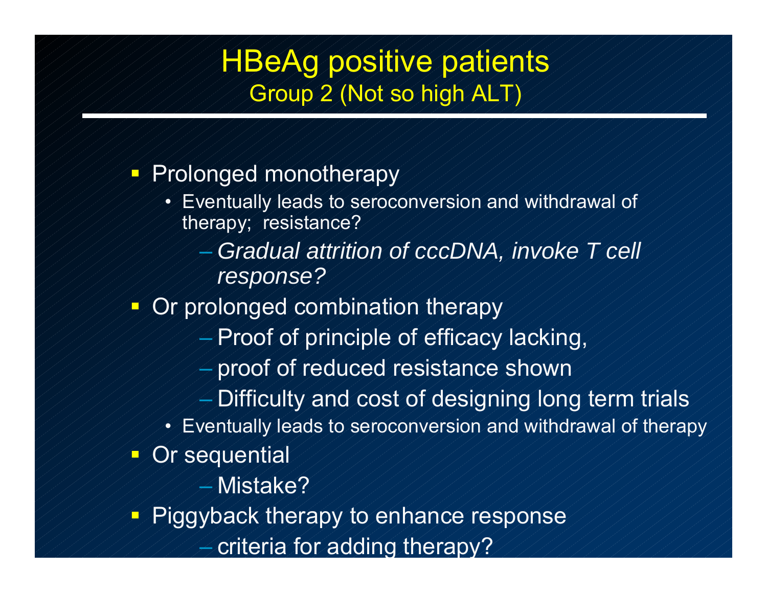# HBeAg positive patients

## Group 2 (Not so high ALT)

- Prolonged monotherapy
  - Eventually leads to seroconversion and withdrawal of therapy; resistance?
    - *Gradual attrition of cccDNA, invoke T cell response?*
- Or prolonged combination therapy
    - Proof of principle of efficacy lacking,
    - proof of reduced resistance shown
    - Difficulty and cost of designing long term trials
  - Eventually leads to seroconversion and withdrawal of therapy
- Or sequential
    - Mistake?
- Piggyback therapy to enhance response
    - criteria for adding therapy?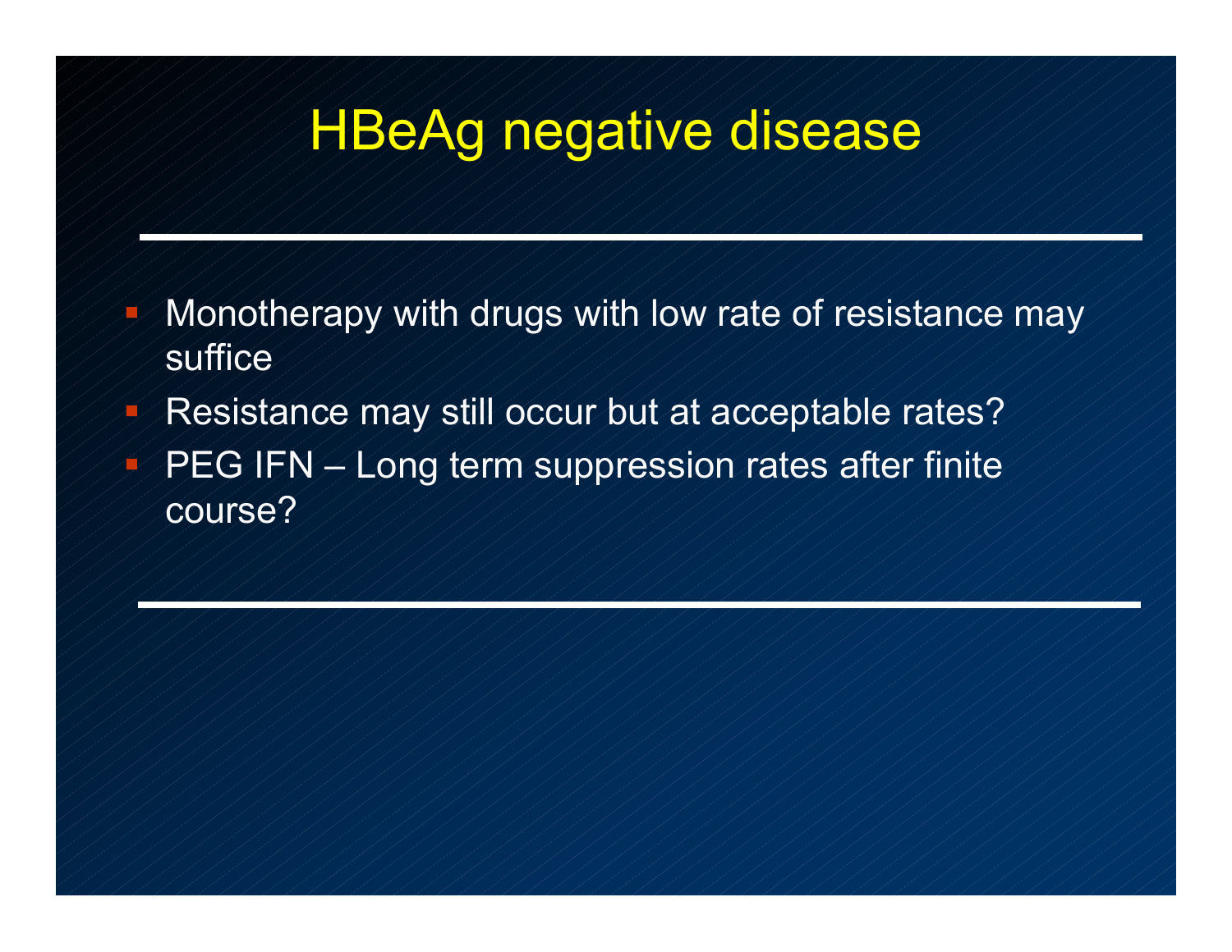# HBeAg negative disease

- Monotherapy with drugs with low rate of resistance may suffice
- Resistance may still occur but at acceptable rates?
- PEG IFN – Long term suppression rates after finite course?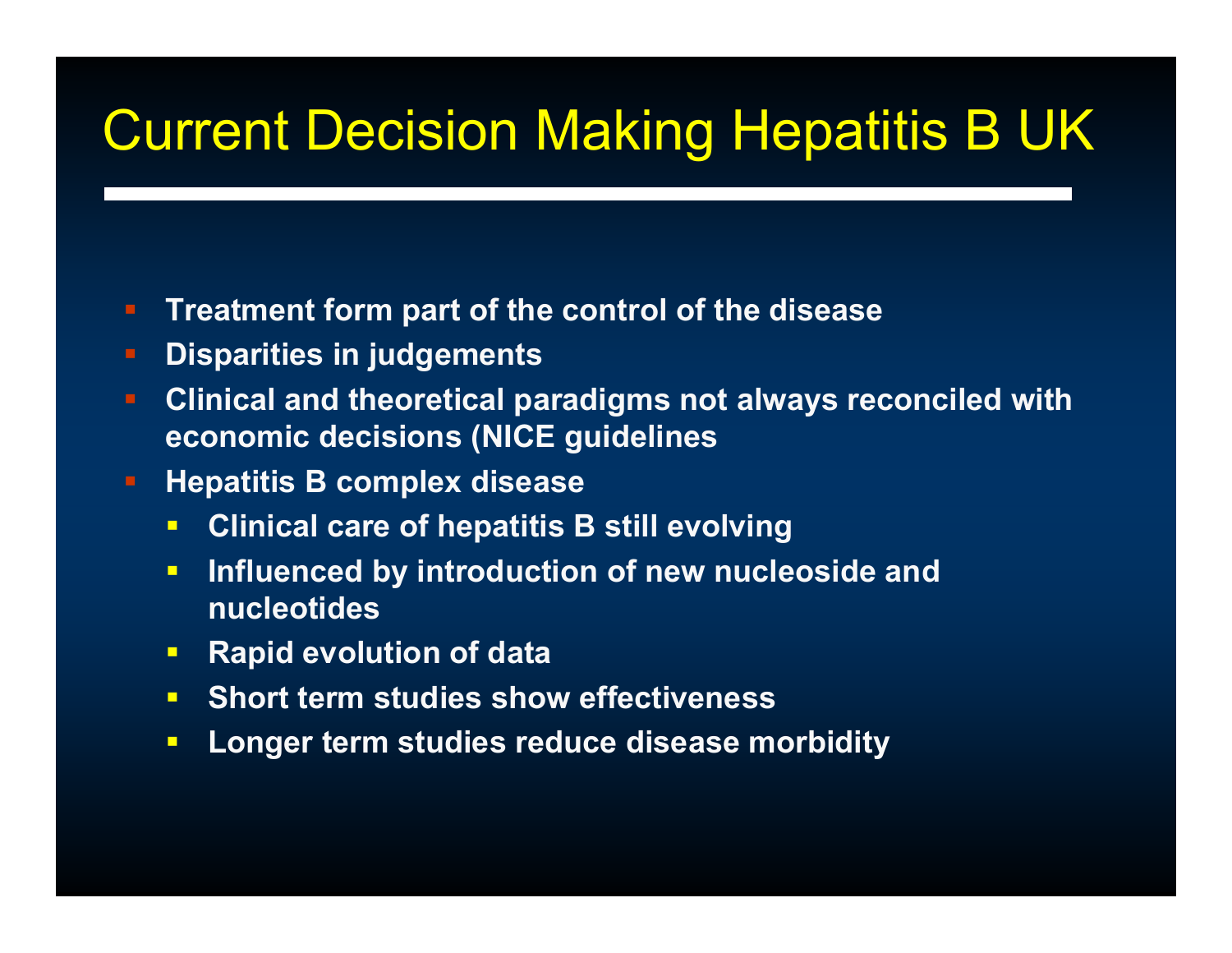# Current Decision Making Hepatitis B UK

- **Treatment form part of the control of the disease**
- **Disparities in judgements**
- **Clinical and theoretical paradigms not always reconciled with economic decisions (NICE guidelines**
- **Hepatitis B complex disease**
  - **Clinical care of hepatitis B still evolving**
  - **Influenced by introduction of new nucleoside and nucleotides**
  - **Rapid evolution of data**
  - **Short term studies show effectiveness**
  - **Longer term studies reduce disease morbidity**